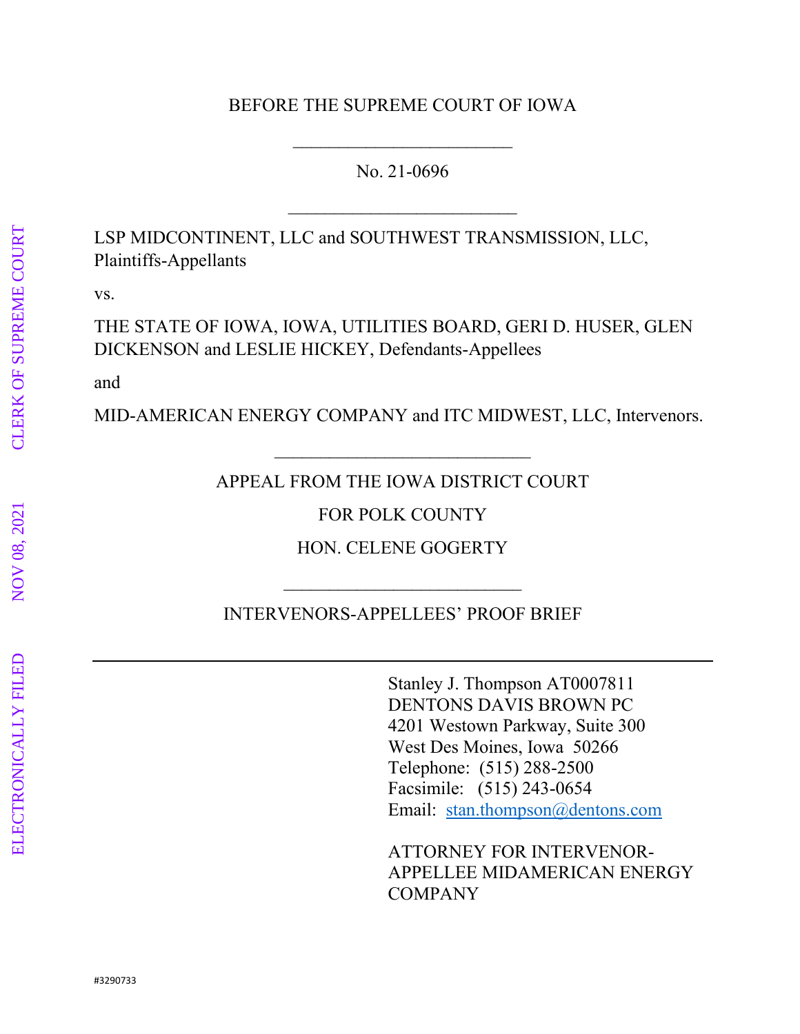BEFORE THE SUPREME COURT OF IOWA

\_\_\_\_\_\_\_\_\_\_\_\_\_\_\_\_\_\_\_\_\_\_\_\_

No. 21-0696

\_\_\_\_\_\_\_\_\_\_\_\_\_\_\_\_\_\_\_\_\_\_\_\_

LSP MIDCONTINENT, LLC and SOUTHWEST TRANSMISSION, LLC, Plaintiffs-Appellants

vs.

THE STATE OF IOWA, IOWA, UTILITIES BOARD, GERI D. HUSER, GLEN DICKENSON and LESLIE HICKEY, Defendants-Appellees

and

MID-AMERICAN ENERGY COMPANY and ITC MIDWEST, LLC, Intervenors.

\_\_\_\_\_\_\_\_\_\_\_\_\_\_\_\_\_\_\_\_\_\_\_\_

APPEAL FROM THE IOWA DISTRICT COURT

FOR POLK COUNTY

HON. CELENE GOGERTY

\_\_\_\_\_\_\_\_\_\_\_\_\_\_\_\_\_\_\_\_\_\_\_\_

INTERVENORS-APPELLEES' PROOF BRIEF

---

Stanley J. Thompson AT0007811
DENTONS DAVIS BROWN PC
4201 Westown Parkway, Suite 300
West Des Moines, Iowa 50266
Telephone: (515) 288-2500
Facsimile: (515) 243-0654
Email: stan.thompson@dentons.com

ATTORNEY FOR INTERVENOR-APPELLEE MIDAMERICAN ENERGY COMPANY

#3290733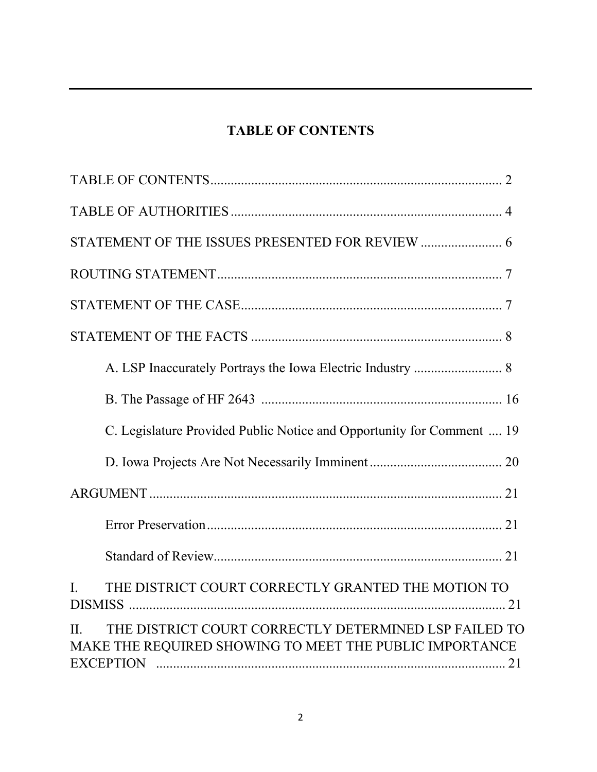## TABLE OF CONTENTS

TABLE OF CONTENTS ..................................................................................... 2

TABLE OF AUTHORITIES ............................................................................... 4

STATEMENT OF THE ISSUES PRESENTED FOR REVIEW ........................ 6

ROUTING STATEMENT ................................................................................... 7

STATEMENT OF THE CASE ............................................................................ 7

STATEMENT OF THE FACTS .......................................................................... 8

A. LSP Inaccurately Portrays the Iowa Electric Industry .......................... 8

B. The Passage of HF 2643 ...................................................................... 16

C. Legislature Provided Public Notice and Opportunity for Comment .... 19

D. Iowa Projects Are Not Necessarily Imminent ....................................... 20

ARGUMENT ........................................................................................................ 21

Error Preservation ....................................................................................... 21

Standard of Review ..................................................................................... 21

I. THE DISTRICT COURT CORRECTLY GRANTED THE MOTION TO DISMISS ............................................................................................................. 21

II. THE DISTRICT COURT CORRECTLY DETERMINED LSP FAILED TO MAKE THE REQUIRED SHOWING TO MEET THE PUBLIC IMPORTANCE EXCEPTION ...................................................................................................... 21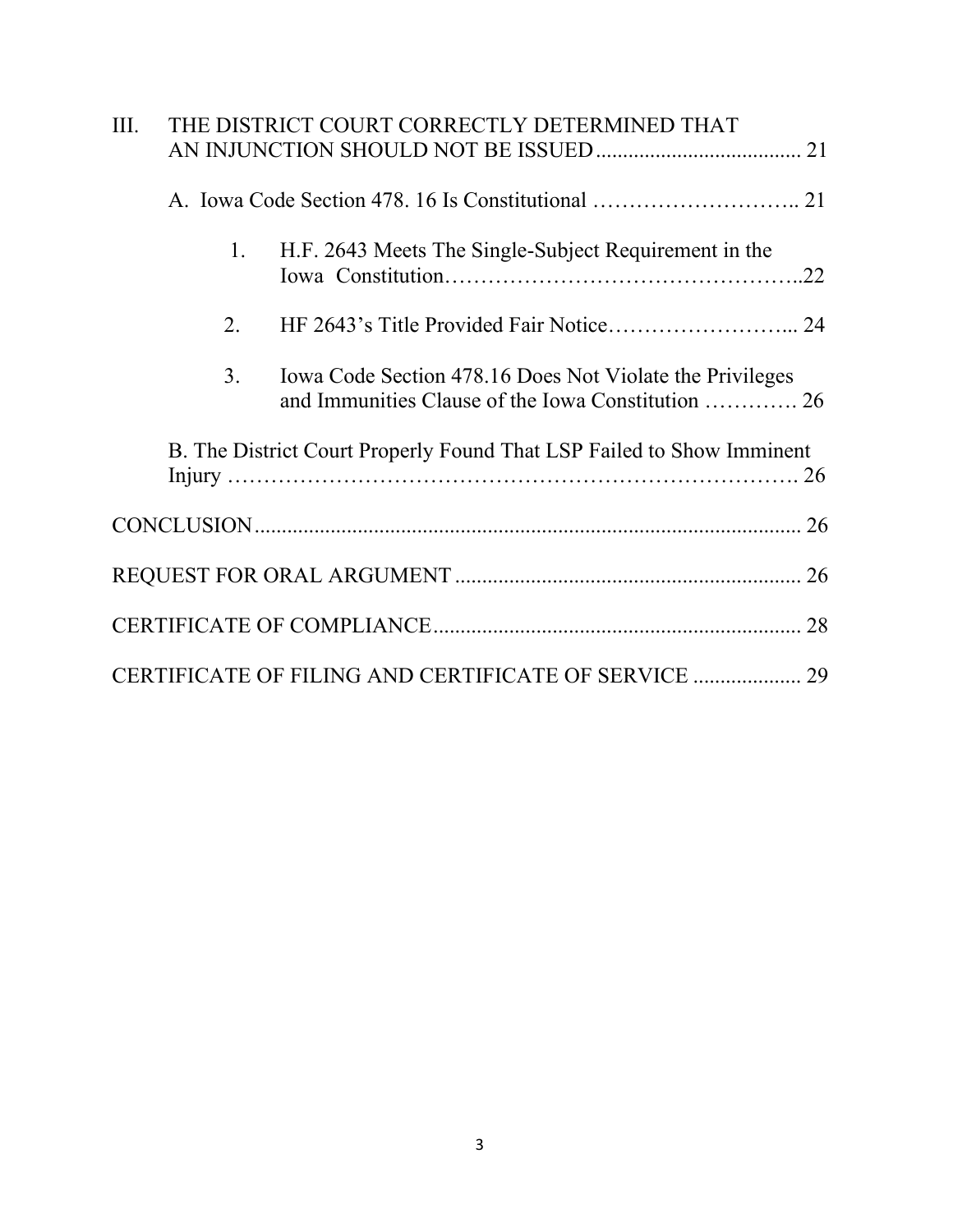III. THE DISTRICT COURT CORRECTLY DETERMINED THAT AN INJUNCTION SHOULD NOT BE ISSUED ...................................... 21

A. Iowa Code Section 478. 16 Is Constitutional ……………………….. 21

1. H.F. 2643 Meets The Single-Subject Requirement in the Iowa Constitution…………………………………………..22

2. HF 2643's Title Provided Fair Notice…………………….... 24

3. Iowa Code Section 478.16 Does Not Violate the Privileges and Immunities Clause of the Iowa Constitution …………. 26

B. The District Court Properly Found That LSP Failed to Show Imminent Injury ………………………………………………………………. 26

CONCLUSION ..................................................................................... 26

REQUEST FOR ORAL ARGUMENT ................................................................ 26

CERTIFICATE OF COMPLIANCE.................................................................... 28

CERTIFICATE OF FILING AND CERTIFICATE OF SERVICE .................... 29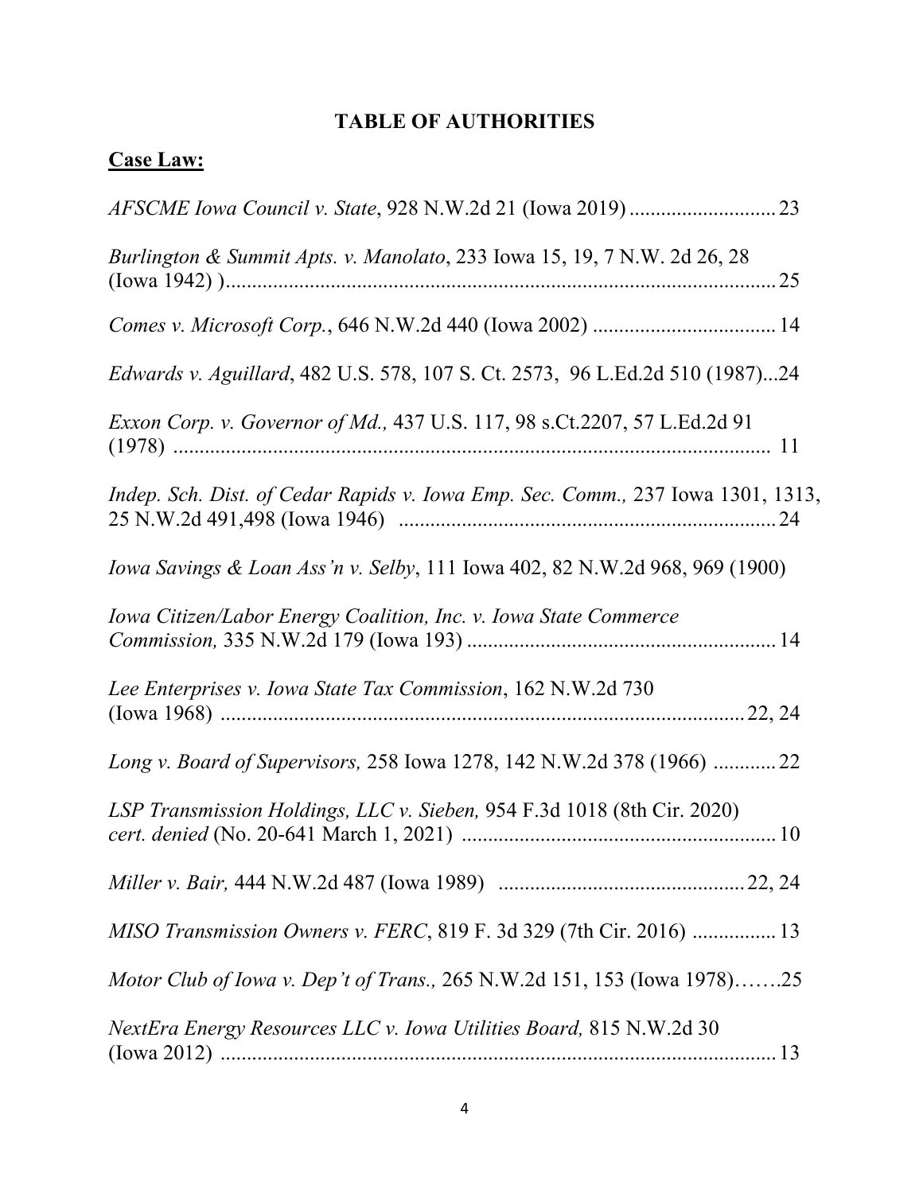## TABLE OF AUTHORITIES

**Case Law:**

*AFSCME Iowa Council v. State*, 928 N.W.2d 21 (Iowa 2019) ............................ 23

*Burlington & Summit Apts. v. Manolato*, 233 Iowa 15, 19, 7 N.W. 2d 26, 28 (Iowa 1942) ) .......................................................................................................... 25

*Comes v. Microsoft Corp.*, 646 N.W.2d 440 (Iowa 2002) ................................... 14

*Edwards v. Aguillard*, 482 U.S. 578, 107 S. Ct. 2573, 96 L.Ed.2d 510 (1987)...24

*Exxon Corp. v. Governor of Md.,* 437 U.S. 117, 98 s.Ct.2207, 57 L.Ed.2d 91 (1978) .................................................................................................................. 11

*Indep. Sch. Dist. of Cedar Rapids v. Iowa Emp. Sec. Comm.,* 237 Iowa 1301, 1313, 25 N.W.2d 491,498 (Iowa 1946) ........................................................................ 24

*Iowa Savings & Loan Ass'n v. Selby*, 111 Iowa 402, 82 N.W.2d 968, 969 (1900)

*Iowa Citizen/Labor Energy Coalition, Inc. v. Iowa State Commerce Commission,* 335 N.W.2d 179 (Iowa 193) ........................................................... 14

*Lee Enterprises v. Iowa State Tax Commission*, 162 N.W.2d 730 (Iowa 1968) .................................................................................................... 22, 24

*Long v. Board of Supervisors,* 258 Iowa 1278, 142 N.W.2d 378 (1966) ............ 22

*LSP Transmission Holdings, LLC v. Sieben,* 954 F.3d 1018 (8th Cir. 2020) *cert. denied* (No. 20-641 March 1, 2021) ............................................................ 10

*Miller v. Bair,* 444 N.W.2d 487 (Iowa 1989) .............................................. 22, 24

*MISO Transmission Owners v. FERC*, 819 F. 3d 329 (7th Cir. 2016) ................ 13

*Motor Club of Iowa v. Dep't of Trans.,* 265 N.W.2d 151, 153 (Iowa 1978)…….25

*NextEra Energy Resources LLC v. Iowa Utilities Board,* 815 N.W.2d 30 (Iowa 2012) ........................................................................................................... 13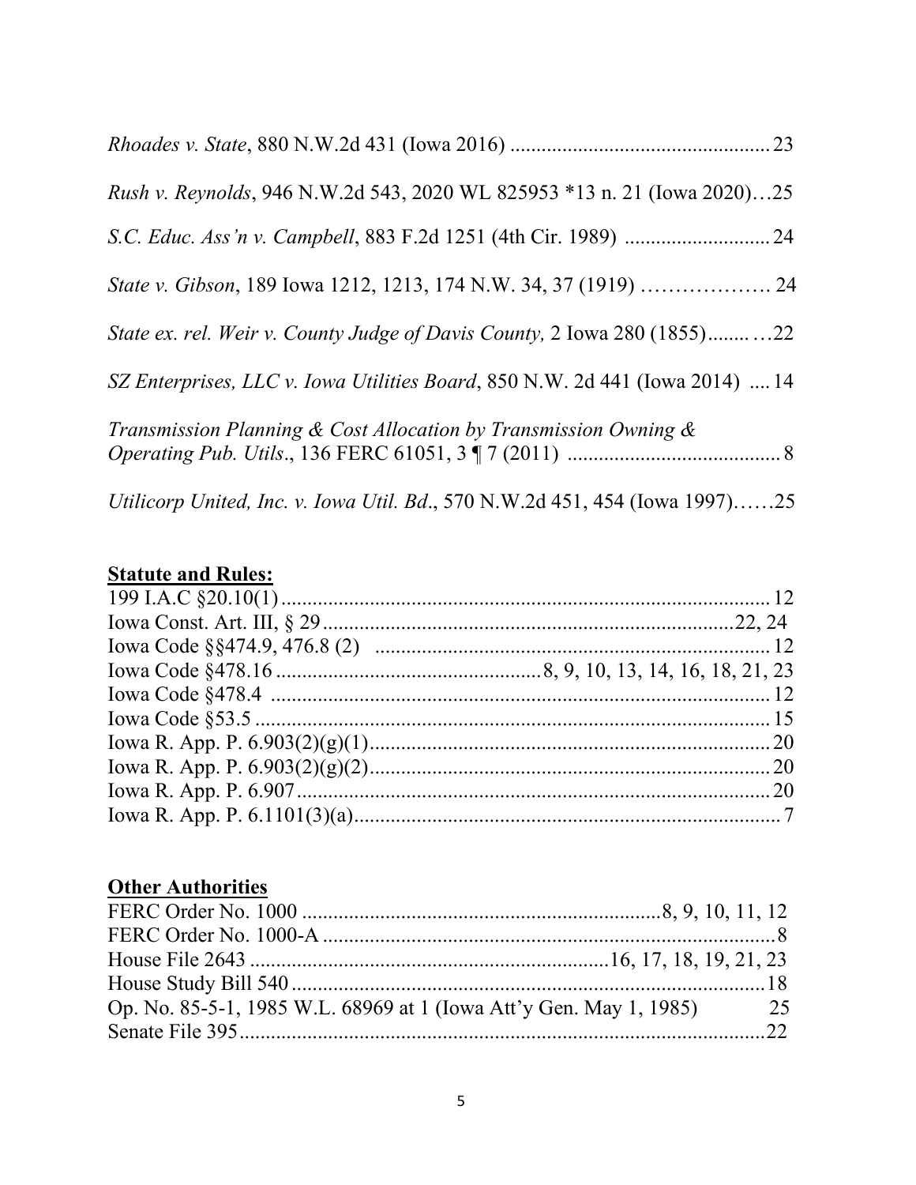*Rhoades v. State*, 880 N.W.2d 431 (Iowa 2016) .................................................. 23

*Rush v. Reynolds*, 946 N.W.2d 543, 2020 WL 825953 *13 n. 21 (Iowa 2020)…25

*S.C. Educ. Ass'n v. Campbell*, 883 F.2d 1251 (4th Cir. 1989) ............................ 24

*State v. Gibson*, 189 Iowa 1212, 1213, 174 N.W. 34, 37 (1919) ………………. 24

*State ex. rel. Weir v. County Judge of Davis County,* 2 Iowa 280 (1855)........ …22

*SZ Enterprises, LLC v. Iowa Utilities Board*, 850 N.W. 2d 441 (Iowa 2014) .... 14

*Transmission Planning & Cost Allocation by Transmission Owning & Operating Pub. Utils*., 136 FERC 61051, 3 ¶ 7 (2011) ......................................... 8

*Utilicorp United, Inc. v. Iowa Util. Bd*., 570 N.W.2d 451, 454 (Iowa 1997)……25

**Statute and Rules:**

199 I.A.C §20.10(1) ............................................................................................... 12
Iowa Const. Art. III, § 29 ...............................................................................22, 24
Iowa Code §§474.9, 476.8 (2) ............................................................................ 12
Iowa Code §478.16 .................................................8, 9, 10, 13, 14, 16, 18, 21, 23
Iowa Code §478.4 ................................................................................................ 12
Iowa Code §53.5 .................................................................................................... 15
Iowa R. App. P. 6.903(2)(g)(1) ............................................................................. 20
Iowa R. App. P. 6.903(2)(g)(2) ............................................................................. 20
Iowa R. App. P. 6.907 ............................................................................................ 20
Iowa R. App. P. 6.1101(3)(a) .................................................................................. 7

**Other Authorities**

FERC Order No. 1000 ....................................................................8, 9, 10, 11, 12
FERC Order No. 1000-A ........................................................................................8
House File 2643 .....................................................................16, 17, 18, 19, 21, 23
House Study Bill 540 ............................................................................................18
Op. No. 85-5-1, 1985 W.L. 68969 at 1 (Iowa Att'y Gen. May 1, 1985) 25
Senate File 395 ......................................................................................................22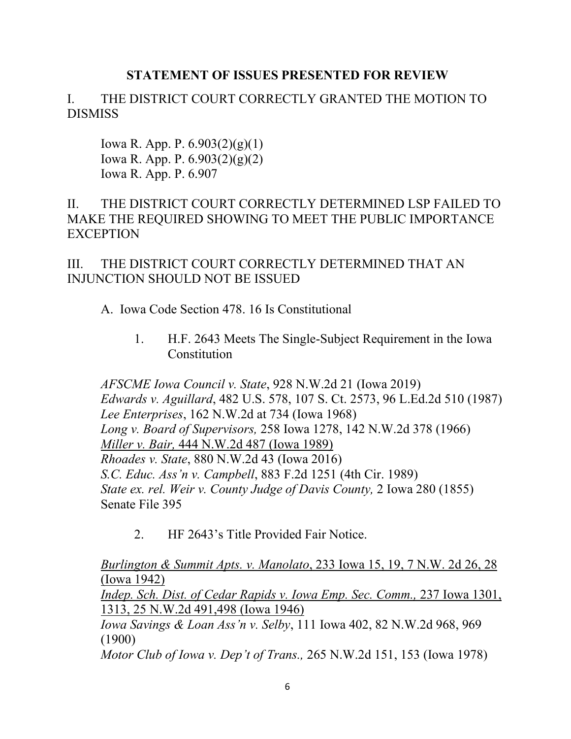## STATEMENT OF ISSUES PRESENTED FOR REVIEW

I. THE DISTRICT COURT CORRECTLY GRANTED THE MOTION TO DISMISS

Iowa R. App. P. 6.903(2)(g)(1)
Iowa R. App. P. 6.903(2)(g)(2)
Iowa R. App. P. 6.907

II. THE DISTRICT COURT CORRECTLY DETERMINED LSP FAILED TO MAKE THE REQUIRED SHOWING TO MEET THE PUBLIC IMPORTANCE EXCEPTION

III. THE DISTRICT COURT CORRECTLY DETERMINED THAT AN INJUNCTION SHOULD NOT BE ISSUED

A. Iowa Code Section 478. 16 Is Constitutional

1. H.F. 2643 Meets The Single-Subject Requirement in the Iowa Constitution

*AFSCME Iowa Council v. State*, 928 N.W.2d 21 (Iowa 2019)
*Edwards v. Aguillard*, 482 U.S. 578, 107 S. Ct. 2573, 96 L.Ed.2d 510 (1987)
*Lee Enterprises*, 162 N.W.2d at 734 (Iowa 1968)
*Long v. Board of Supervisors,* 258 Iowa 1278, 142 N.W.2d 378 (1966)
*Miller v. Bair,* 444 N.W.2d 487 (Iowa 1989)
*Rhoades v. State*, 880 N.W.2d 43 (Iowa 2016)
*S.C. Educ. Ass'n v. Campbell*, 883 F.2d 1251 (4th Cir. 1989)
*State ex. rel. Weir v. County Judge of Davis County,* 2 Iowa 280 (1855)
Senate File 395

2. HF 2643's Title Provided Fair Notice.

*Burlington & Summit Apts. v. Manolato*, 233 Iowa 15, 19, 7 N.W. 2d 26, 28 (Iowa 1942)
*Indep. Sch. Dist. of Cedar Rapids v. Iowa Emp. Sec. Comm.,* 237 Iowa 1301, 1313, 25 N.W.2d 491,498 (Iowa 1946)
*Iowa Savings & Loan Ass'n v. Selby*, 111 Iowa 402, 82 N.W.2d 968, 969 (1900)
*Motor Club of Iowa v. Dep't of Trans.,* 265 N.W.2d 151, 153 (Iowa 1978)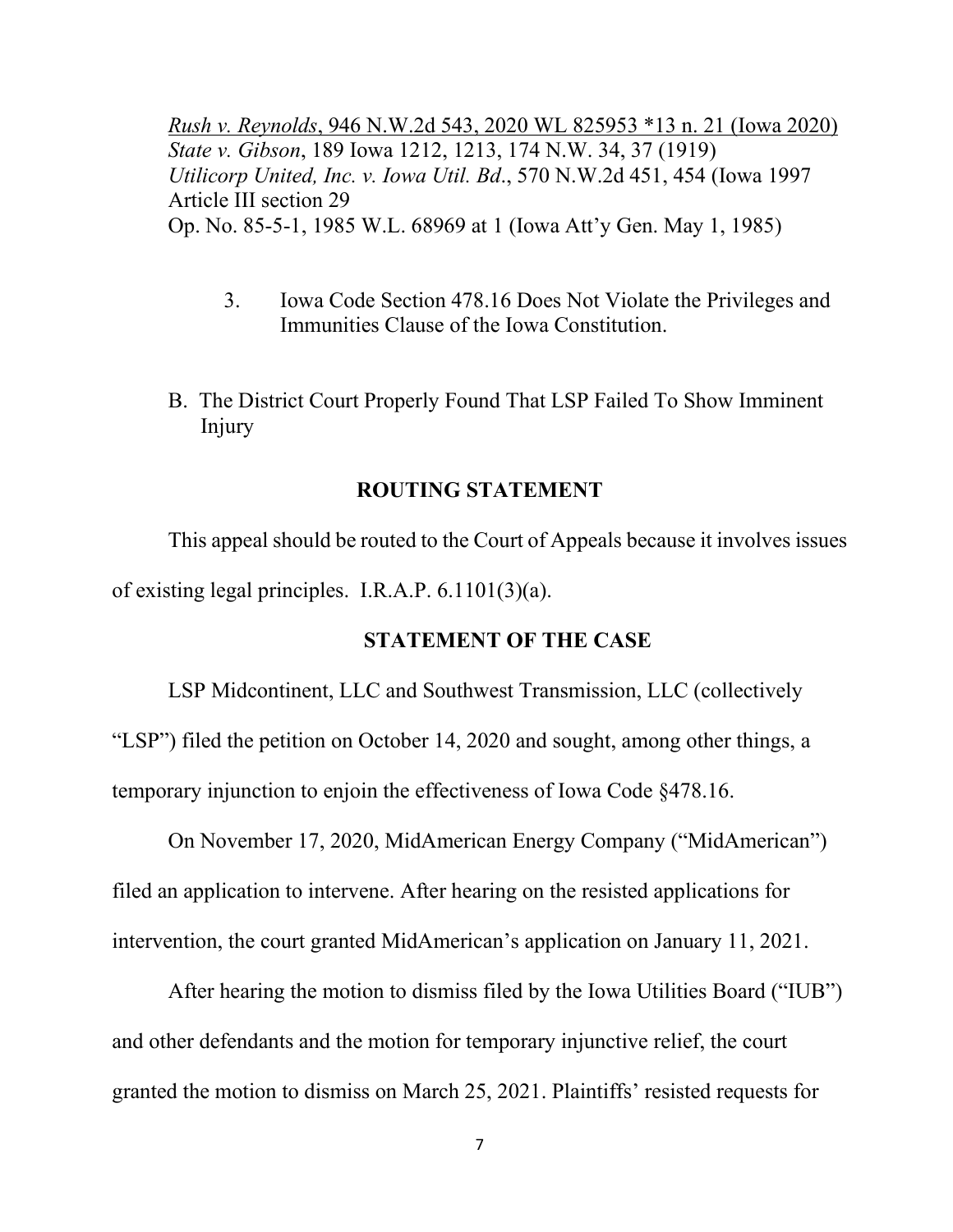<u>*Rush v. Reynolds*, 946 N.W.2d 543, 2020 WL 825953 *13 n. 21 (Iowa 2020)</u>
*State v. Gibson*, 189 Iowa 1212, 1213, 174 N.W. 34, 37 (1919)
*Utilicorp United, Inc. v. Iowa Util. Bd*., 570 N.W.2d 451, 454 (Iowa 1997
Article III section 29
Op. No. 85-5-1, 1985 W.L. 68969 at 1 (Iowa Att'y Gen. May 1, 1985)

3. Iowa Code Section 478.16 Does Not Violate the Privileges and Immunities Clause of the Iowa Constitution.

B. The District Court Properly Found That LSP Failed To Show Imminent Injury

## ROUTING STATEMENT

This appeal should be routed to the Court of Appeals because it involves issues of existing legal principles. I.R.A.P. 6.1101(3)(a).

## STATEMENT OF THE CASE

LSP Midcontinent, LLC and Southwest Transmission, LLC (collectively "LSP") filed the petition on October 14, 2020 and sought, among other things, a temporary injunction to enjoin the effectiveness of Iowa Code §478.16.

On November 17, 2020, MidAmerican Energy Company ("MidAmerican") filed an application to intervene. After hearing on the resisted applications for intervention, the court granted MidAmerican's application on January 11, 2021.

After hearing the motion to dismiss filed by the Iowa Utilities Board ("IUB") and other defendants and the motion for temporary injunctive relief, the court granted the motion to dismiss on March 25, 2021. Plaintiffs' resisted requests for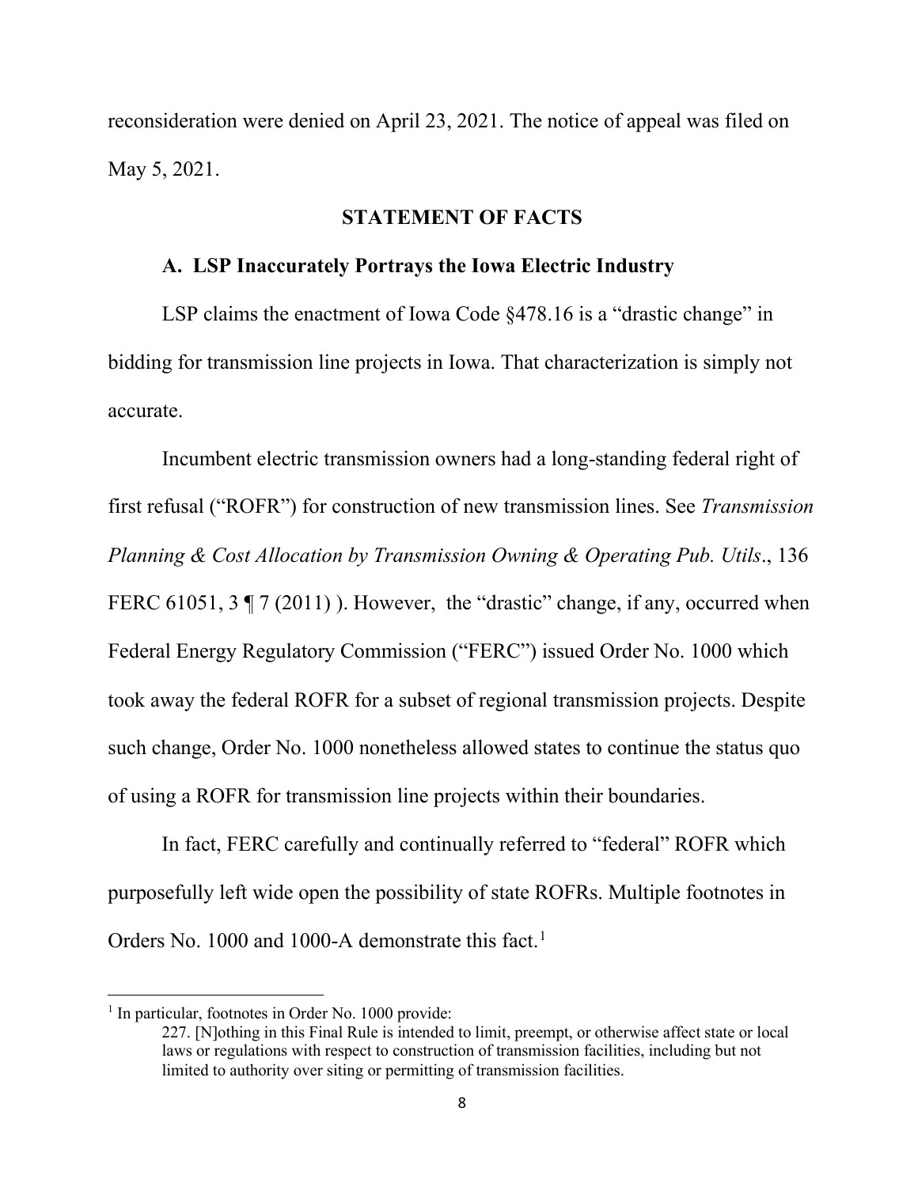reconsideration were denied on April 23, 2021. The notice of appeal was filed on May 5, 2021.

## STATEMENT OF FACTS

### A. LSP Inaccurately Portrays the Iowa Electric Industry

LSP claims the enactment of Iowa Code §478.16 is a "drastic change" in bidding for transmission line projects in Iowa. That characterization is simply not accurate.

Incumbent electric transmission owners had a long-standing federal right of first refusal ("ROFR") for construction of new transmission lines. See *Transmission Planning & Cost Allocation by Transmission Owning & Operating Pub. Utils*., 136 FERC 61051, 3 ¶ 7 (2011) ). However, the "drastic" change, if any, occurred when Federal Energy Regulatory Commission ("FERC") issued Order No. 1000 which took away the federal ROFR for a subset of regional transmission projects. Despite such change, Order No. 1000 nonetheless allowed states to continue the status quo of using a ROFR for transmission line projects within their boundaries.

In fact, FERC carefully and continually referred to "federal" ROFR which purposefully left wide open the possibility of state ROFRs. Multiple footnotes in Orders No. 1000 and 1000-A demonstrate this fact.[1]

---

[1] In particular, footnotes in Order No. 1000 provide:

> 227. [N]othing in this Final Rule is intended to limit, preempt, or otherwise affect state or local laws or regulations with respect to construction of transmission facilities, including but not limited to authority over siting or permitting of transmission facilities.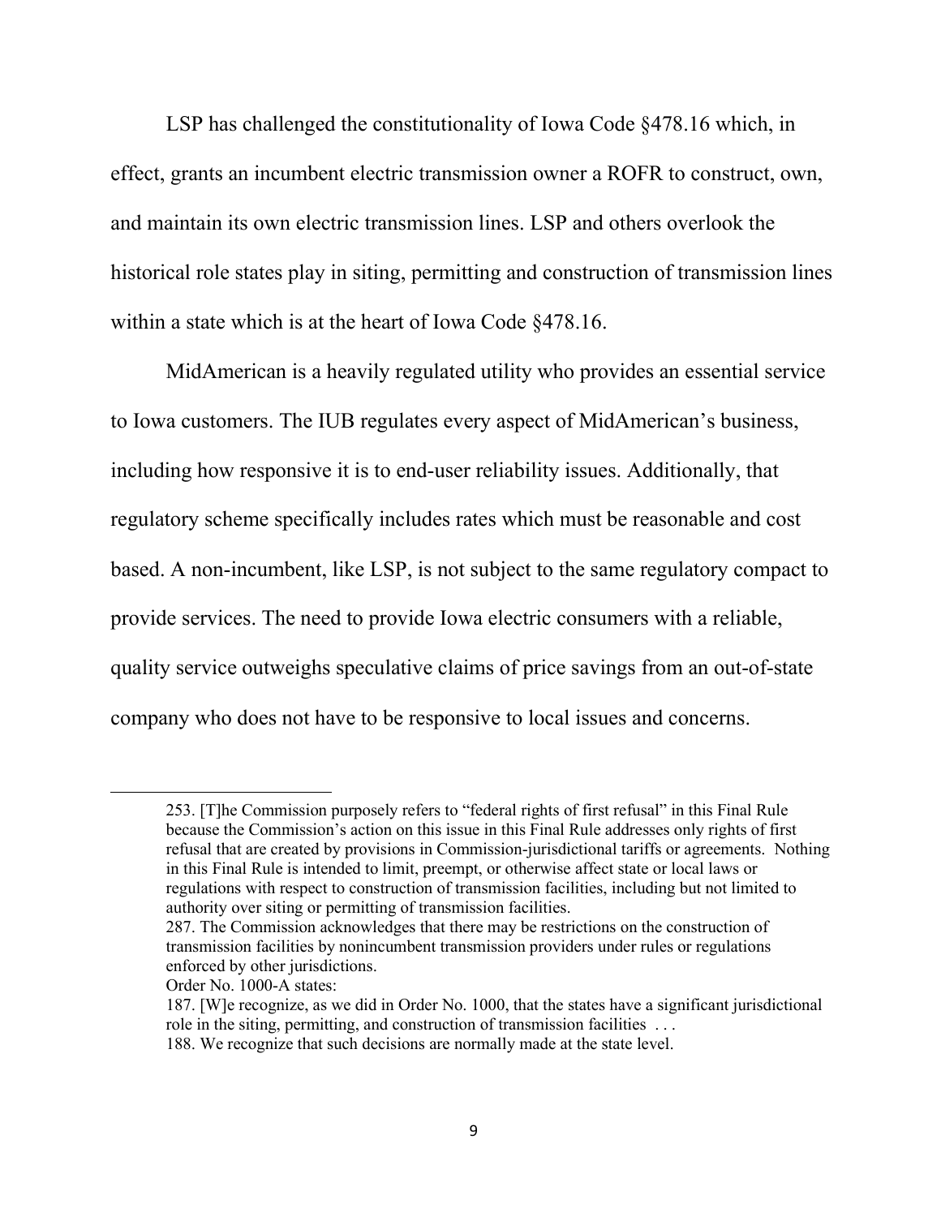LSP has challenged the constitutionality of Iowa Code §478.16 which, in effect, grants an incumbent electric transmission owner a ROFR to construct, own, and maintain its own electric transmission lines. LSP and others overlook the historical role states play in siting, permitting and construction of transmission lines within a state which is at the heart of Iowa Code §478.16.

MidAmerican is a heavily regulated utility who provides an essential service to Iowa customers. The IUB regulates every aspect of MidAmerican's business, including how responsive it is to end-user reliability issues. Additionally, that regulatory scheme specifically includes rates which must be reasonable and cost based. A non-incumbent, like LSP, is not subject to the same regulatory compact to provide services. The need to provide Iowa electric consumers with a reliable, quality service outweighs speculative claims of price savings from an out-of-state company who does not have to be responsive to local issues and concerns.

---

253. [T]he Commission purposely refers to "federal rights of first refusal" in this Final Rule because the Commission's action on this issue in this Final Rule addresses only rights of first refusal that are created by provisions in Commission-jurisdictional tariffs or agreements. Nothing in this Final Rule is intended to limit, preempt, or otherwise affect state or local laws or regulations with respect to construction of transmission facilities, including but not limited to authority over siting or permitting of transmission facilities.

287. The Commission acknowledges that there may be restrictions on the construction of transmission facilities by nonincumbent transmission providers under rules or regulations enforced by other jurisdictions.

Order No. 1000-A states:

187. [W]e recognize, as we did in Order No. 1000, that the states have a significant jurisdictional role in the siting, permitting, and construction of transmission facilities . . .

188. We recognize that such decisions are normally made at the state level.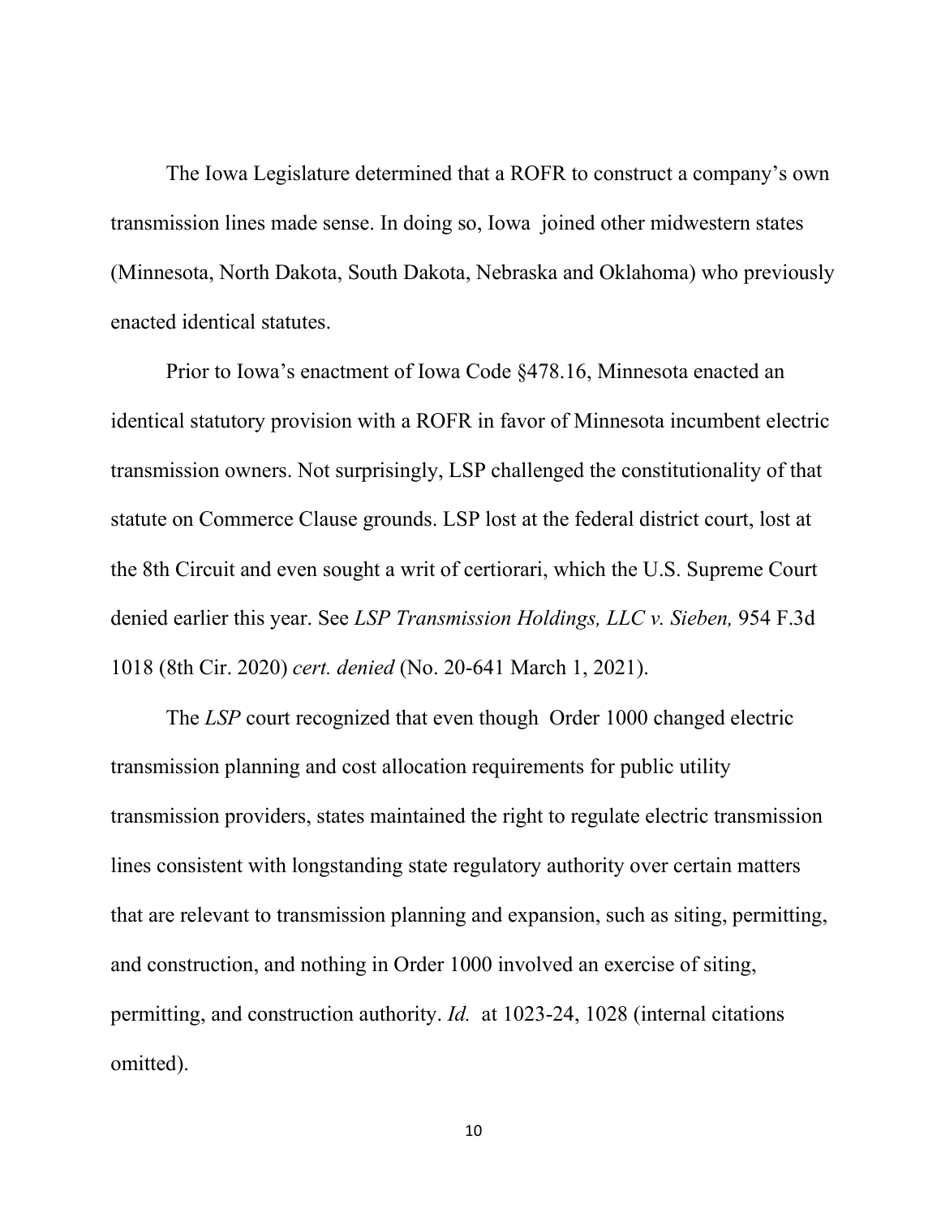The Iowa Legislature determined that a ROFR to construct a company's own transmission lines made sense. In doing so, Iowa joined other midwestern states (Minnesota, North Dakota, South Dakota, Nebraska and Oklahoma) who previously enacted identical statutes.

Prior to Iowa's enactment of Iowa Code §478.16, Minnesota enacted an identical statutory provision with a ROFR in favor of Minnesota incumbent electric transmission owners. Not surprisingly, LSP challenged the constitutionality of that statute on Commerce Clause grounds. LSP lost at the federal district court, lost at the 8th Circuit and even sought a writ of certiorari, which the U.S. Supreme Court denied earlier this year. See *LSP Transmission Holdings, LLC v. Sieben,* 954 F.3d 1018 (8th Cir. 2020) *cert. denied* (No. 20-641 March 1, 2021).

The *LSP* court recognized that even though Order 1000 changed electric transmission planning and cost allocation requirements for public utility transmission providers, states maintained the right to regulate electric transmission lines consistent with longstanding state regulatory authority over certain matters that are relevant to transmission planning and expansion, such as siting, permitting, and construction, and nothing in Order 1000 involved an exercise of siting, permitting, and construction authority. *Id.* at 1023-24, 1028 (internal citations omitted).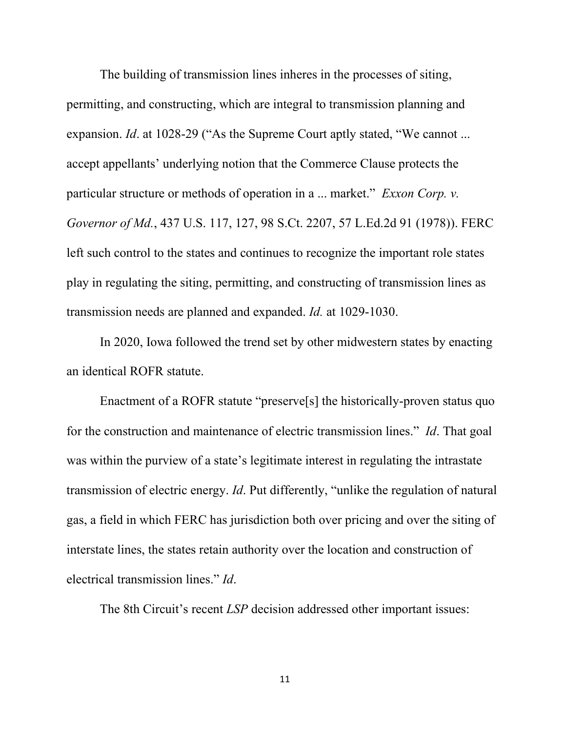The building of transmission lines inheres in the processes of siting, permitting, and constructing, which are integral to transmission planning and expansion. *Id*. at 1028-29 ("As the Supreme Court aptly stated, "We cannot ... accept appellants' underlying notion that the Commerce Clause protects the particular structure or methods of operation in a ... market." *Exxon Corp. v. Governor of Md.*, 437 U.S. 117, 127, 98 S.Ct. 2207, 57 L.Ed.2d 91 (1978)). FERC left such control to the states and continues to recognize the important role states play in regulating the siting, permitting, and constructing of transmission lines as transmission needs are planned and expanded. *Id.* at 1029-1030.

In 2020, Iowa followed the trend set by other midwestern states by enacting an identical ROFR statute.

Enactment of a ROFR statute "preserve[s] the historically-proven status quo for the construction and maintenance of electric transmission lines." *Id*. That goal was within the purview of a state's legitimate interest in regulating the intrastate transmission of electric energy. *Id*. Put differently, "unlike the regulation of natural gas, a field in which FERC has jurisdiction both over pricing and over the siting of interstate lines, the states retain authority over the location and construction of electrical transmission lines." *Id*.

The 8th Circuit's recent *LSP* decision addressed other important issues: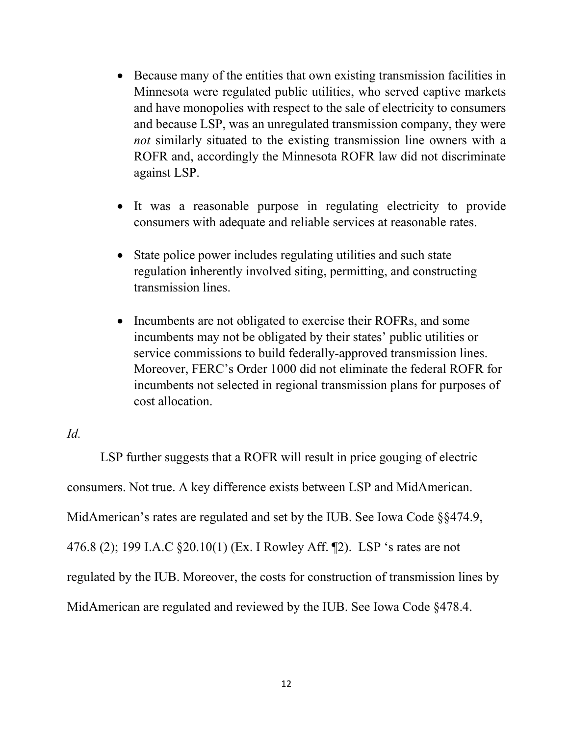- Because many of the entities that own existing transmission facilities in Minnesota were regulated public utilities, who served captive markets and have monopolies with respect to the sale of electricity to consumers and because LSP, was an unregulated transmission company, they were *not* similarly situated to the existing transmission line owners with a ROFR and, accordingly the Minnesota ROFR law did not discriminate against LSP.

- It was a reasonable purpose in regulating electricity to provide consumers with adequate and reliable services at reasonable rates.

- State police power includes regulating utilities and such state regulation **i**nherently involved siting, permitting, and constructing transmission lines.

- Incumbents are not obligated to exercise their ROFRs, and some incumbents may not be obligated by their states' public utilities or service commissions to build federally-approved transmission lines. Moreover, FERC's Order 1000 did not eliminate the federal ROFR for incumbents not selected in regional transmission plans for purposes of cost allocation.

*Id.*

LSP further suggests that a ROFR will result in price gouging of electric consumers. Not true. A key difference exists between LSP and MidAmerican. MidAmerican's rates are regulated and set by the IUB. See Iowa Code §§474.9, 476.8 (2); 199 I.A.C §20.10(1) (Ex. I Rowley Aff. ¶2). LSP 's rates are not regulated by the IUB. Moreover, the costs for construction of transmission lines by MidAmerican are regulated and reviewed by the IUB. See Iowa Code §478.4.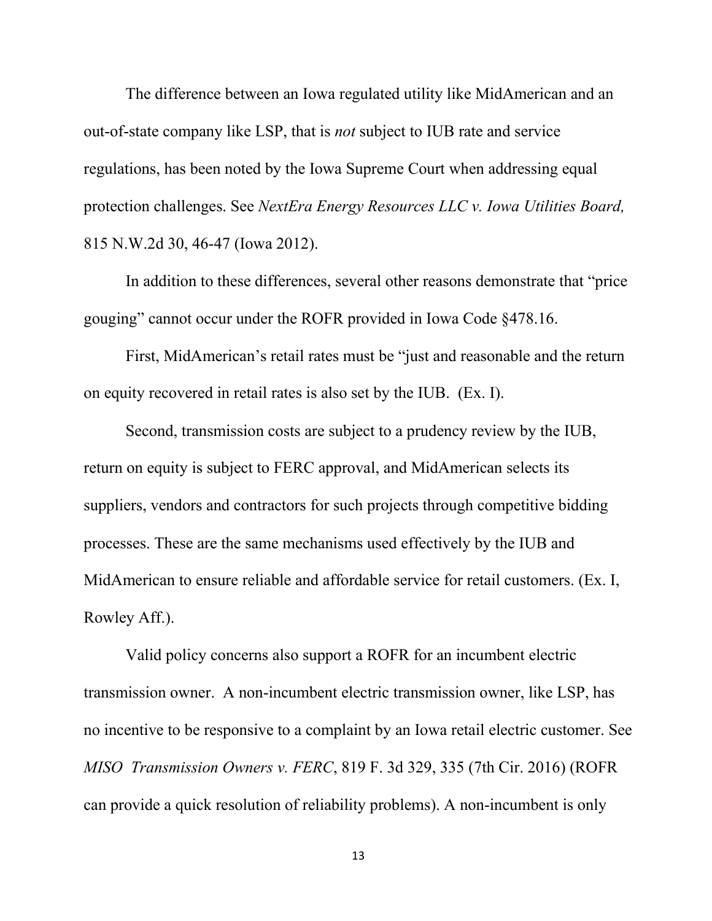The difference between an Iowa regulated utility like MidAmerican and an out-of-state company like LSP, that is *not* subject to IUB rate and service regulations, has been noted by the Iowa Supreme Court when addressing equal protection challenges. See *NextEra Energy Resources LLC v. Iowa Utilities Board,* 815 N.W.2d 30, 46-47 (Iowa 2012).

In addition to these differences, several other reasons demonstrate that "price gouging" cannot occur under the ROFR provided in Iowa Code §478.16.

First, MidAmerican's retail rates must be "just and reasonable and the return on equity recovered in retail rates is also set by the IUB. (Ex. I).

Second, transmission costs are subject to a prudency review by the IUB, return on equity is subject to FERC approval, and MidAmerican selects its suppliers, vendors and contractors for such projects through competitive bidding processes. These are the same mechanisms used effectively by the IUB and MidAmerican to ensure reliable and affordable service for retail customers. (Ex. I, Rowley Aff.).

Valid policy concerns also support a ROFR for an incumbent electric transmission owner. A non-incumbent electric transmission owner, like LSP, has no incentive to be responsive to a complaint by an Iowa retail electric customer. See *MISO Transmission Owners v. FERC*, 819 F. 3d 329, 335 (7th Cir. 2016) (ROFR can provide a quick resolution of reliability problems). A non-incumbent is only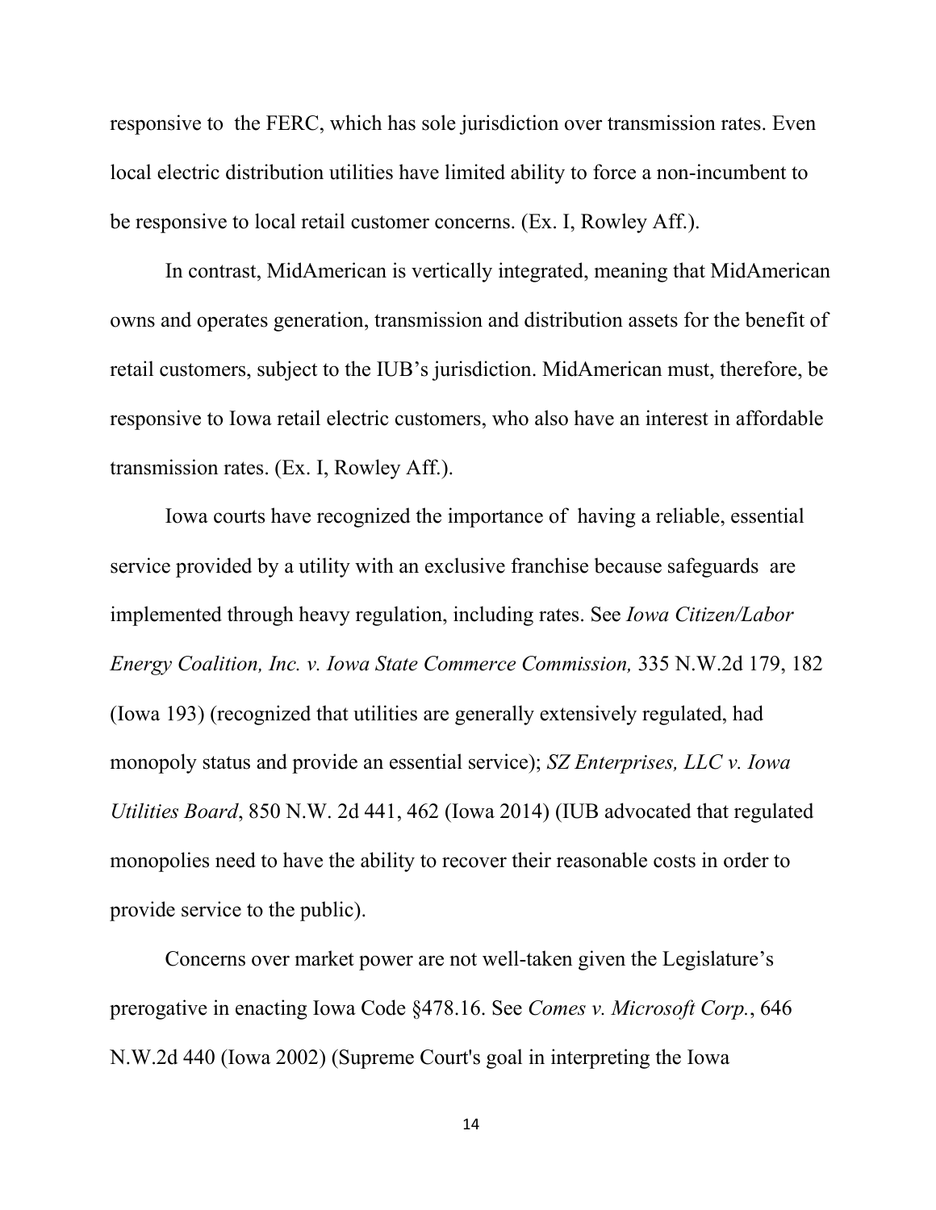responsive to the FERC, which has sole jurisdiction over transmission rates. Even local electric distribution utilities have limited ability to force a non-incumbent to be responsive to local retail customer concerns. (Ex. I, Rowley Aff.).

In contrast, MidAmerican is vertically integrated, meaning that MidAmerican owns and operates generation, transmission and distribution assets for the benefit of retail customers, subject to the IUB's jurisdiction. MidAmerican must, therefore, be responsive to Iowa retail electric customers, who also have an interest in affordable transmission rates. (Ex. I, Rowley Aff.).

Iowa courts have recognized the importance of having a reliable, essential service provided by a utility with an exclusive franchise because safeguards are implemented through heavy regulation, including rates. See *Iowa Citizen/Labor Energy Coalition, Inc. v. Iowa State Commerce Commission,* 335 N.W.2d 179, 182 (Iowa 193) (recognized that utilities are generally extensively regulated, had monopoly status and provide an essential service); *SZ Enterprises, LLC v. Iowa Utilities Board*, 850 N.W. 2d 441, 462 (Iowa 2014) (IUB advocated that regulated monopolies need to have the ability to recover their reasonable costs in order to provide service to the public).

Concerns over market power are not well-taken given the Legislature's prerogative in enacting Iowa Code §478.16. See *Comes v. Microsoft Corp.*, 646 N.W.2d 440 (Iowa 2002) (Supreme Court's goal in interpreting the Iowa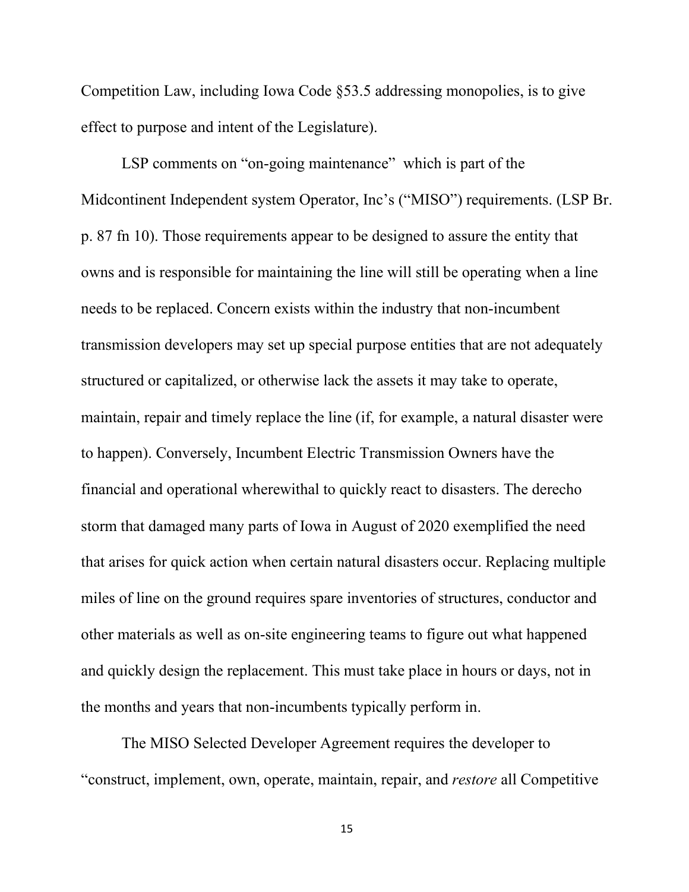Competition Law, including Iowa Code §53.5 addressing monopolies, is to give effect to purpose and intent of the Legislature).

LSP comments on "on-going maintenance" which is part of the Midcontinent Independent system Operator, Inc's ("MISO") requirements. (LSP Br. p. 87 fn 10). Those requirements appear to be designed to assure the entity that owns and is responsible for maintaining the line will still be operating when a line needs to be replaced. Concern exists within the industry that non-incumbent transmission developers may set up special purpose entities that are not adequately structured or capitalized, or otherwise lack the assets it may take to operate, maintain, repair and timely replace the line (if, for example, a natural disaster were to happen). Conversely, Incumbent Electric Transmission Owners have the financial and operational wherewithal to quickly react to disasters. The derecho storm that damaged many parts of Iowa in August of 2020 exemplified the need that arises for quick action when certain natural disasters occur. Replacing multiple miles of line on the ground requires spare inventories of structures, conductor and other materials as well as on-site engineering teams to figure out what happened and quickly design the replacement. This must take place in hours or days, not in the months and years that non-incumbents typically perform in.

The MISO Selected Developer Agreement requires the developer to "construct, implement, own, operate, maintain, repair, and *restore* all Competitive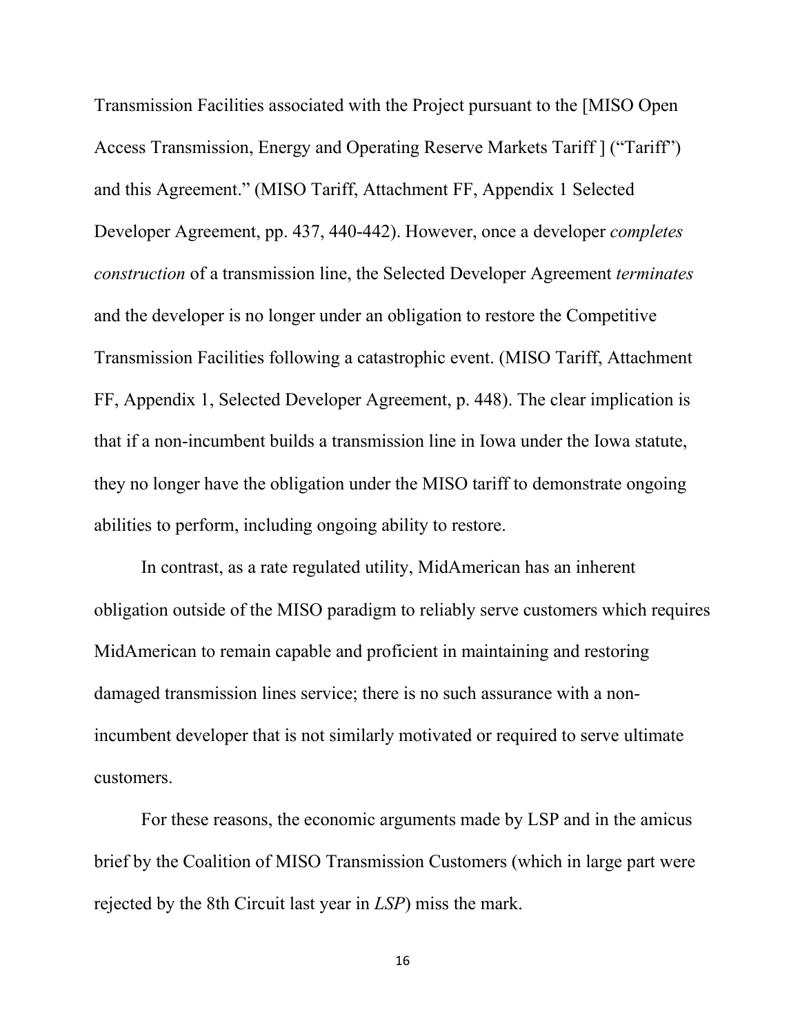Transmission Facilities associated with the Project pursuant to the [MISO Open Access Transmission, Energy and Operating Reserve Markets Tariff ] ("Tariff") and this Agreement." (MISO Tariff, Attachment FF, Appendix 1 Selected Developer Agreement, pp. 437, 440-442). However, once a developer *completes construction* of a transmission line, the Selected Developer Agreement *terminates* and the developer is no longer under an obligation to restore the Competitive Transmission Facilities following a catastrophic event. (MISO Tariff, Attachment FF, Appendix 1, Selected Developer Agreement, p. 448). The clear implication is that if a non-incumbent builds a transmission line in Iowa under the Iowa statute, they no longer have the obligation under the MISO tariff to demonstrate ongoing abilities to perform, including ongoing ability to restore.

In contrast, as a rate regulated utility, MidAmerican has an inherent obligation outside of the MISO paradigm to reliably serve customers which requires MidAmerican to remain capable and proficient in maintaining and restoring damaged transmission lines service; there is no such assurance with a non-incumbent developer that is not similarly motivated or required to serve ultimate customers.

For these reasons, the economic arguments made by LSP and in the amicus brief by the Coalition of MISO Transmission Customers (which in large part were rejected by the 8th Circuit last year in *LSP*) miss the mark.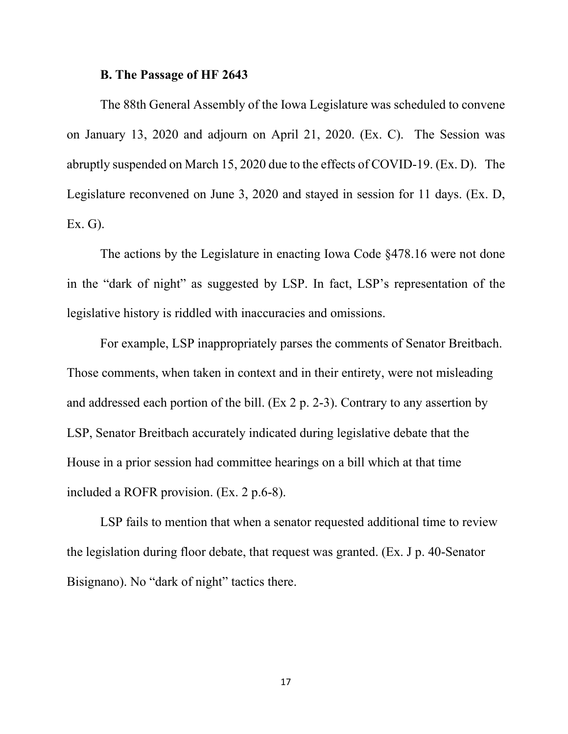**B. The Passage of HF 2643**

The 88th General Assembly of the Iowa Legislature was scheduled to convene on January 13, 2020 and adjourn on April 21, 2020. (Ex. C). The Session was abruptly suspended on March 15, 2020 due to the effects of COVID-19. (Ex. D). The Legislature reconvened on June 3, 2020 and stayed in session for 11 days. (Ex. D, Ex. G).

The actions by the Legislature in enacting Iowa Code §478.16 were not done in the "dark of night" as suggested by LSP. In fact, LSP's representation of the legislative history is riddled with inaccuracies and omissions.

For example, LSP inappropriately parses the comments of Senator Breitbach. Those comments, when taken in context and in their entirety, were not misleading and addressed each portion of the bill. (Ex 2 p. 2-3). Contrary to any assertion by LSP, Senator Breitbach accurately indicated during legislative debate that the House in a prior session had committee hearings on a bill which at that time included a ROFR provision. (Ex. 2 p.6-8).

LSP fails to mention that when a senator requested additional time to review the legislation during floor debate, that request was granted. (Ex. J p. 40-Senator Bisignano). No "dark of night" tactics there.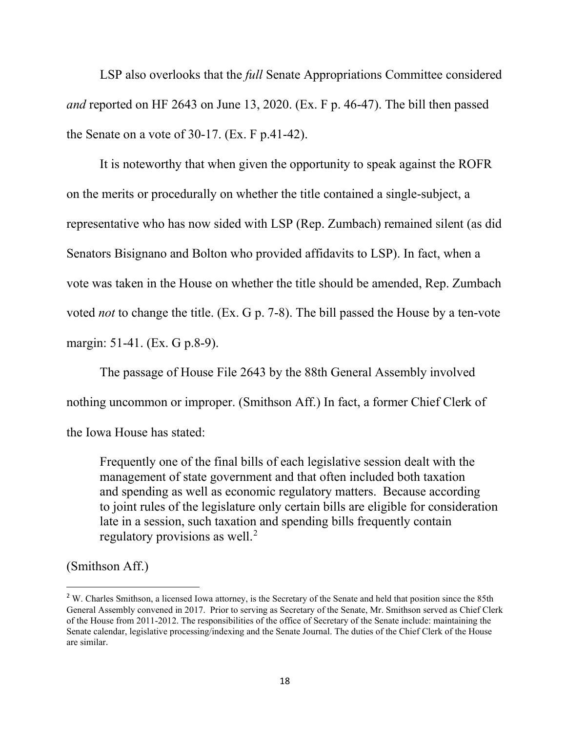LSP also overlooks that the *full* Senate Appropriations Committee considered *and* reported on HF 2643 on June 13, 2020. (Ex. F p. 46-47). The bill then passed the Senate on a vote of 30-17. (Ex. F p.41-42).

It is noteworthy that when given the opportunity to speak against the ROFR on the merits or procedurally on whether the title contained a single-subject, a representative who has now sided with LSP (Rep. Zumbach) remained silent (as did Senators Bisignano and Bolton who provided affidavits to LSP). In fact, when a vote was taken in the House on whether the title should be amended, Rep. Zumbach voted *not* to change the title. (Ex. G p. 7-8). The bill passed the House by a ten-vote margin: 51-41. (Ex. G p.8-9).

The passage of House File 2643 by the 88th General Assembly involved nothing uncommon or improper. (Smithson Aff.) In fact, a former Chief Clerk of the Iowa House has stated:

> Frequently one of the final bills of each legislative session dealt with the management of state government and that often included both taxation and spending as well as economic regulatory matters. Because according to joint rules of the legislature only certain bills are eligible for consideration late in a session, such taxation and spending bills frequently contain regulatory provisions as well.[2]

(Smithson Aff.)

---

[2] W. Charles Smithson, a licensed Iowa attorney, is the Secretary of the Senate and held that position since the 85th General Assembly convened in 2017. Prior to serving as Secretary of the Senate, Mr. Smithson served as Chief Clerk of the House from 2011-2012. The responsibilities of the office of Secretary of the Senate include: maintaining the Senate calendar, legislative processing/indexing and the Senate Journal. The duties of the Chief Clerk of the House are similar.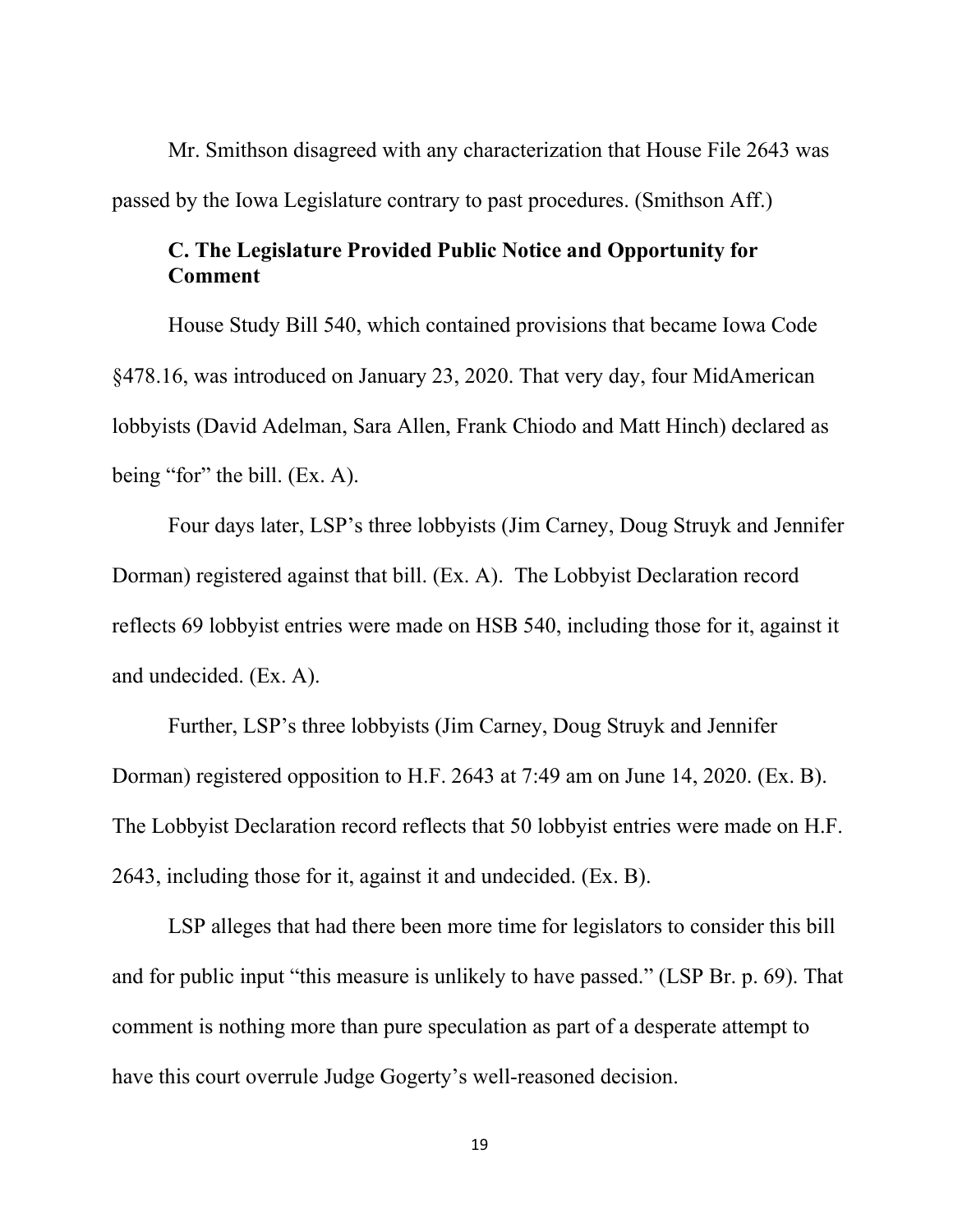Mr. Smithson disagreed with any characterization that House File 2643 was passed by the Iowa Legislature contrary to past procedures. (Smithson Aff.)

### C. The Legislature Provided Public Notice and Opportunity for Comment

House Study Bill 540, which contained provisions that became Iowa Code §478.16, was introduced on January 23, 2020. That very day, four MidAmerican lobbyists (David Adelman, Sara Allen, Frank Chiodo and Matt Hinch) declared as being "for" the bill. (Ex. A).

Four days later, LSP's three lobbyists (Jim Carney, Doug Struyk and Jennifer Dorman) registered against that bill. (Ex. A). The Lobbyist Declaration record reflects 69 lobbyist entries were made on HSB 540, including those for it, against it and undecided. (Ex. A).

Further, LSP's three lobbyists (Jim Carney, Doug Struyk and Jennifer Dorman) registered opposition to H.F. 2643 at 7:49 am on June 14, 2020. (Ex. B). The Lobbyist Declaration record reflects that 50 lobbyist entries were made on H.F. 2643, including those for it, against it and undecided. (Ex. B).

LSP alleges that had there been more time for legislators to consider this bill and for public input "this measure is unlikely to have passed." (LSP Br. p. 69). That comment is nothing more than pure speculation as part of a desperate attempt to have this court overrule Judge Gogerty's well-reasoned decision.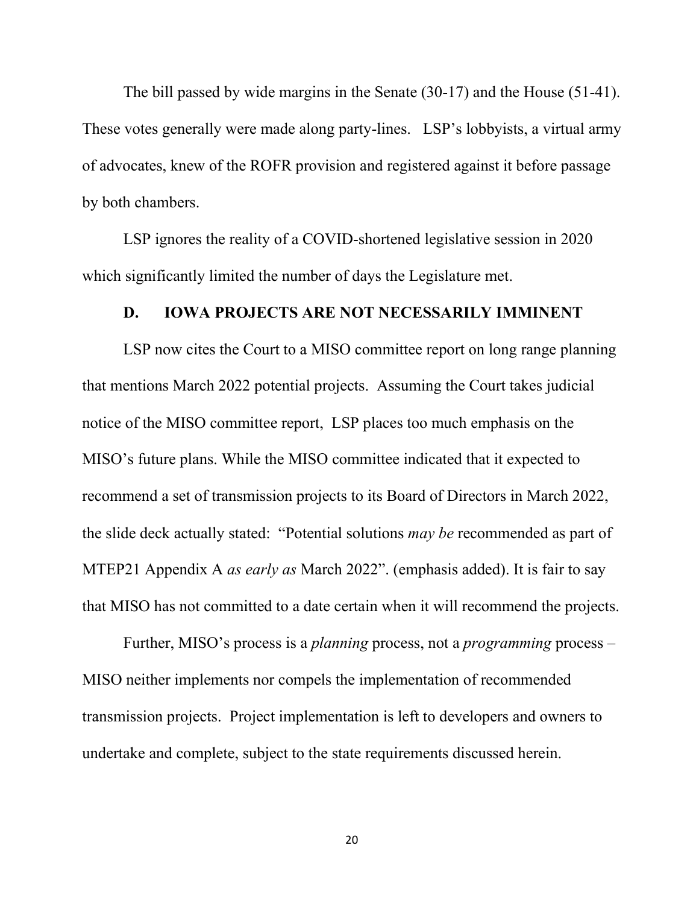The bill passed by wide margins in the Senate (30-17) and the House (51-41). These votes generally were made along party-lines. LSP's lobbyists, a virtual army of advocates, knew of the ROFR provision and registered against it before passage by both chambers.

LSP ignores the reality of a COVID-shortened legislative session in 2020 which significantly limited the number of days the Legislature met.

### D. IOWA PROJECTS ARE NOT NECESSARILY IMMINENT

LSP now cites the Court to a MISO committee report on long range planning that mentions March 2022 potential projects. Assuming the Court takes judicial notice of the MISO committee report, LSP places too much emphasis on the MISO's future plans. While the MISO committee indicated that it expected to recommend a set of transmission projects to its Board of Directors in March 2022, the slide deck actually stated: "Potential solutions *may be* recommended as part of MTEP21 Appendix A *as early as* March 2022". (emphasis added). It is fair to say that MISO has not committed to a date certain when it will recommend the projects.

Further, MISO's process is a *planning* process, not a *programming* process – MISO neither implements nor compels the implementation of recommended transmission projects. Project implementation is left to developers and owners to undertake and complete, subject to the state requirements discussed herein.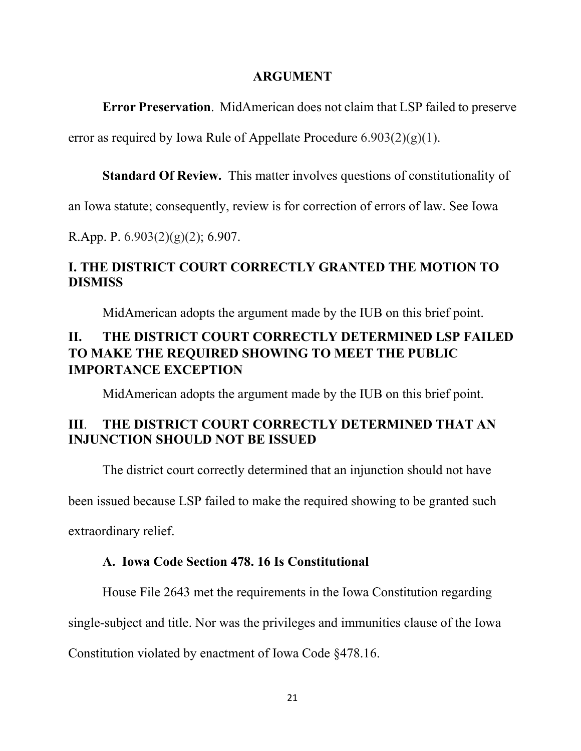## ARGUMENT

**Error Preservation**. MidAmerican does not claim that LSP failed to preserve error as required by Iowa Rule of Appellate Procedure 6.903(2)(g)(1).

**Standard Of Review.** This matter involves questions of constitutionality of an Iowa statute; consequently, review is for correction of errors of law. See Iowa R.App. P. 6.903(2)(g)(2); 6.907.

## I. THE DISTRICT COURT CORRECTLY GRANTED THE MOTION TO DISMISS

MidAmerican adopts the argument made by the IUB on this brief point.

## II. THE DISTRICT COURT CORRECTLY DETERMINED LSP FAILED TO MAKE THE REQUIRED SHOWING TO MEET THE PUBLIC IMPORTANCE EXCEPTION

MidAmerican adopts the argument made by the IUB on this brief point.

## III. THE DISTRICT COURT CORRECTLY DETERMINED THAT AN INJUNCTION SHOULD NOT BE ISSUED

The district court correctly determined that an injunction should not have been issued because LSP failed to make the required showing to be granted such extraordinary relief.

### A. Iowa Code Section 478. 16 Is Constitutional

House File 2643 met the requirements in the Iowa Constitution regarding single-subject and title. Nor was the privileges and immunities clause of the Iowa Constitution violated by enactment of Iowa Code §478.16.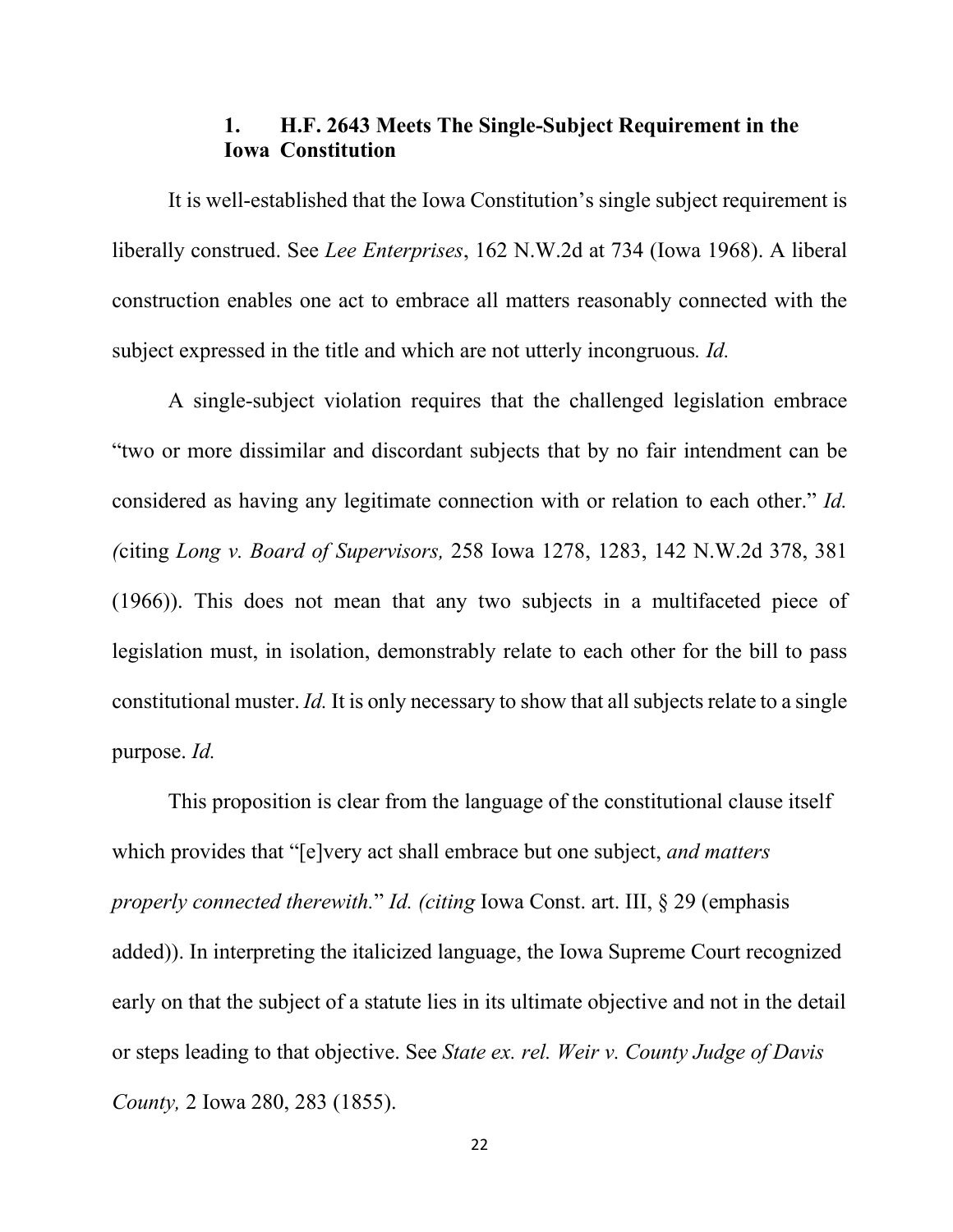### 1. H.F. 2643 Meets The Single-Subject Requirement in the Iowa Constitution

It is well-established that the Iowa Constitution's single subject requirement is liberally construed. See *Lee Enterprises*, 162 N.W.2d at 734 (Iowa 1968). A liberal construction enables one act to embrace all matters reasonably connected with the subject expressed in the title and which are not utterly incongruous. *Id.*

A single-subject violation requires that the challenged legislation embrace "two or more dissimilar and discordant subjects that by no fair intendment can be considered as having any legitimate connection with or relation to each other." *Id.* (citing *Long v. Board of Supervisors,* 258 Iowa 1278, 1283, 142 N.W.2d 378, 381 (1966)). This does not mean that any two subjects in a multifaceted piece of legislation must, in isolation, demonstrably relate to each other for the bill to pass constitutional muster. *Id.* It is only necessary to show that all subjects relate to a single purpose. *Id.*

This proposition is clear from the language of the constitutional clause itself which provides that "[e]very act shall embrace but one subject, *and matters properly connected therewith.*" *Id. (citing* Iowa Const. art. III, § 29 (emphasis added)). In interpreting the italicized language, the Iowa Supreme Court recognized early on that the subject of a statute lies in its ultimate objective and not in the detail or steps leading to that objective. See *State ex. rel. Weir v. County Judge of Davis County,* 2 Iowa 280, 283 (1855).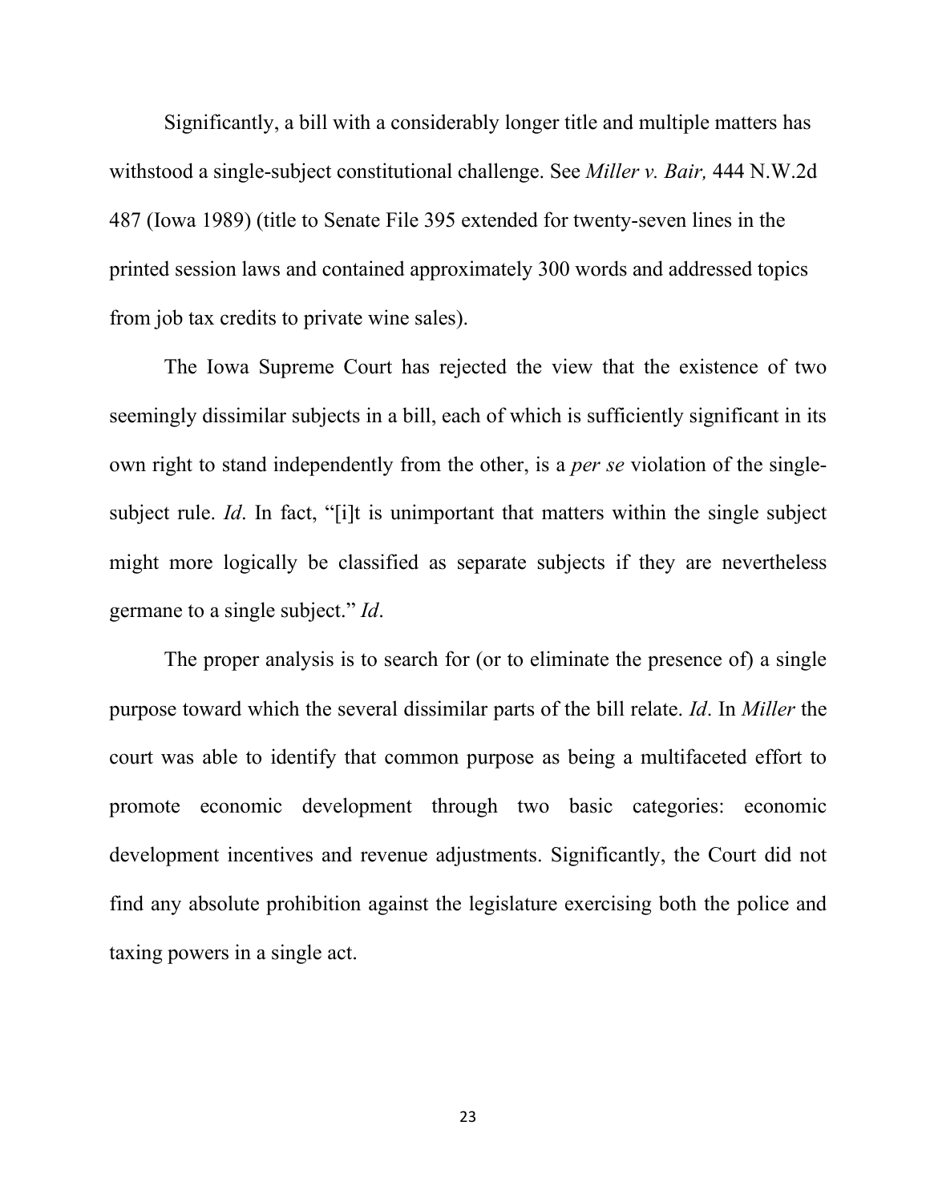Significantly, a bill with a considerably longer title and multiple matters has withstood a single-subject constitutional challenge. See *Miller v. Bair,* 444 N.W.2d 487 (Iowa 1989) (title to Senate File 395 extended for twenty-seven lines in the printed session laws and contained approximately 300 words and addressed topics from job tax credits to private wine sales).

The Iowa Supreme Court has rejected the view that the existence of two seemingly dissimilar subjects in a bill, each of which is sufficiently significant in its own right to stand independently from the other, is a *per se* violation of the single-subject rule. *Id*. In fact, "[i]t is unimportant that matters within the single subject might more logically be classified as separate subjects if they are nevertheless germane to a single subject." *Id*.

The proper analysis is to search for (or to eliminate the presence of) a single purpose toward which the several dissimilar parts of the bill relate. *Id*. In *Miller* the court was able to identify that common purpose as being a multifaceted effort to promote economic development through two basic categories: economic development incentives and revenue adjustments. Significantly, the Court did not find any absolute prohibition against the legislature exercising both the police and taxing powers in a single act.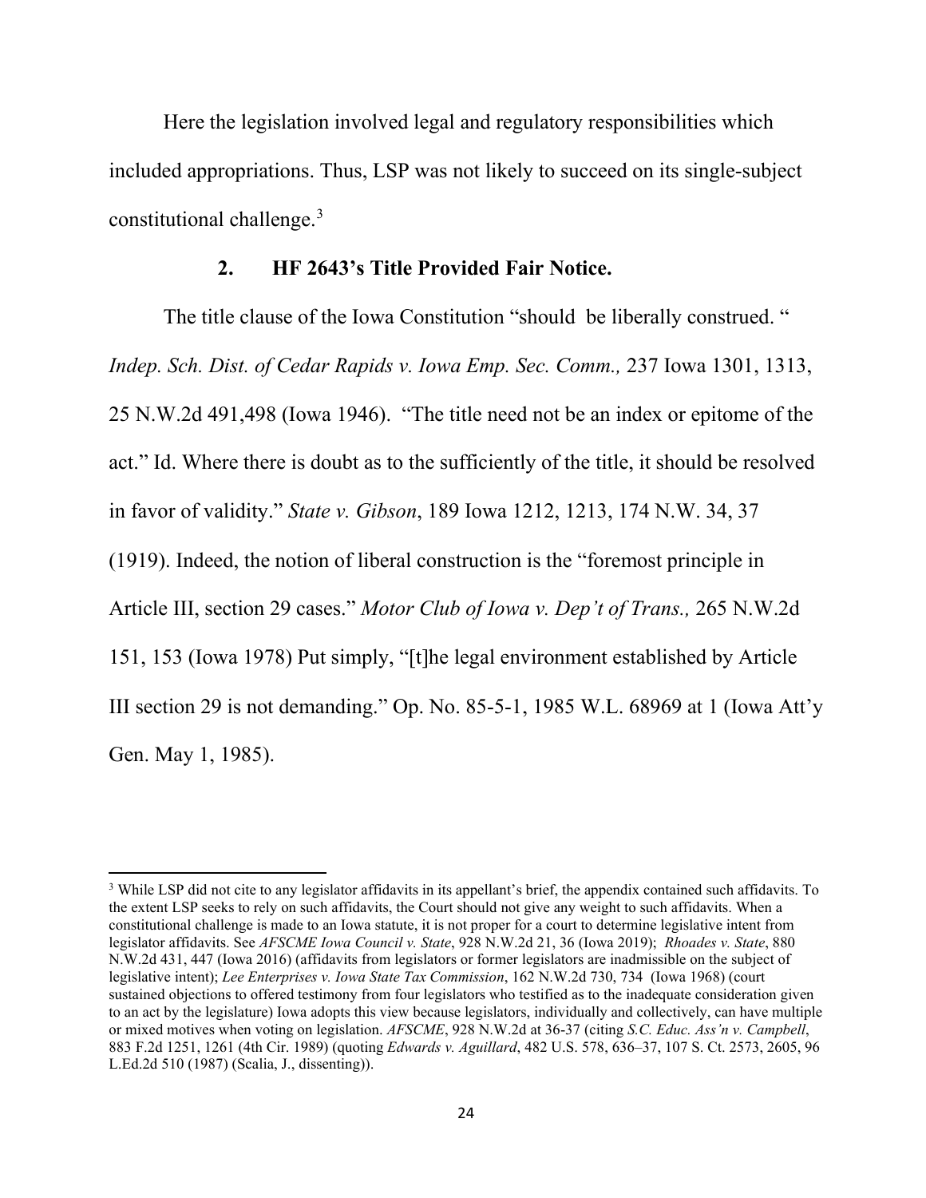Here the legislation involved legal and regulatory responsibilities which included appropriations. Thus, LSP was not likely to succeed on its single-subject constitutional challenge.[3]

### 2. HF 2643's Title Provided Fair Notice.

The title clause of the Iowa Constitution "should be liberally construed. " *Indep. Sch. Dist. of Cedar Rapids v. Iowa Emp. Sec. Comm.,* 237 Iowa 1301, 1313, 25 N.W.2d 491,498 (Iowa 1946). "The title need not be an index or epitome of the act." Id. Where there is doubt as to the sufficiently of the title, it should be resolved in favor of validity." *State v. Gibson*, 189 Iowa 1212, 1213, 174 N.W. 34, 37 (1919). Indeed, the notion of liberal construction is the "foremost principle in Article III, section 29 cases." *Motor Club of Iowa v. Dep't of Trans.,* 265 N.W.2d 151, 153 (Iowa 1978) Put simply, "[t]he legal environment established by Article III section 29 is not demanding." Op. No. 85-5-1, 1985 W.L. 68969 at 1 (Iowa Att'y Gen. May 1, 1985).

---

[3] While LSP did not cite to any legislator affidavits in its appellant's brief, the appendix contained such affidavits. To the extent LSP seeks to rely on such affidavits, the Court should not give any weight to such affidavits. When a constitutional challenge is made to an Iowa statute, it is not proper for a court to determine legislative intent from legislator affidavits. See *AFSCME Iowa Council v. State*, 928 N.W.2d 21, 36 (Iowa 2019); *Rhoades v. State*, 880 N.W.2d 431, 447 (Iowa 2016) (affidavits from legislators or former legislators are inadmissible on the subject of legislative intent); *Lee Enterprises v. Iowa State Tax Commission*, 162 N.W.2d 730, 734 (Iowa 1968) (court sustained objections to offered testimony from four legislators who testified as to the inadequate consideration given to an act by the legislature) Iowa adopts this view because legislators, individually and collectively, can have multiple or mixed motives when voting on legislation. *AFSCME*, 928 N.W.2d at 36-37 (citing *S.C. Educ. Ass'n v. Campbell*, 883 F.2d 1251, 1261 (4th Cir. 1989) (quoting *Edwards v. Aguillard*, 482 U.S. 578, 636–37, 107 S. Ct. 2573, 2605, 96 L.Ed.2d 510 (1987) (Scalia, J., dissenting)).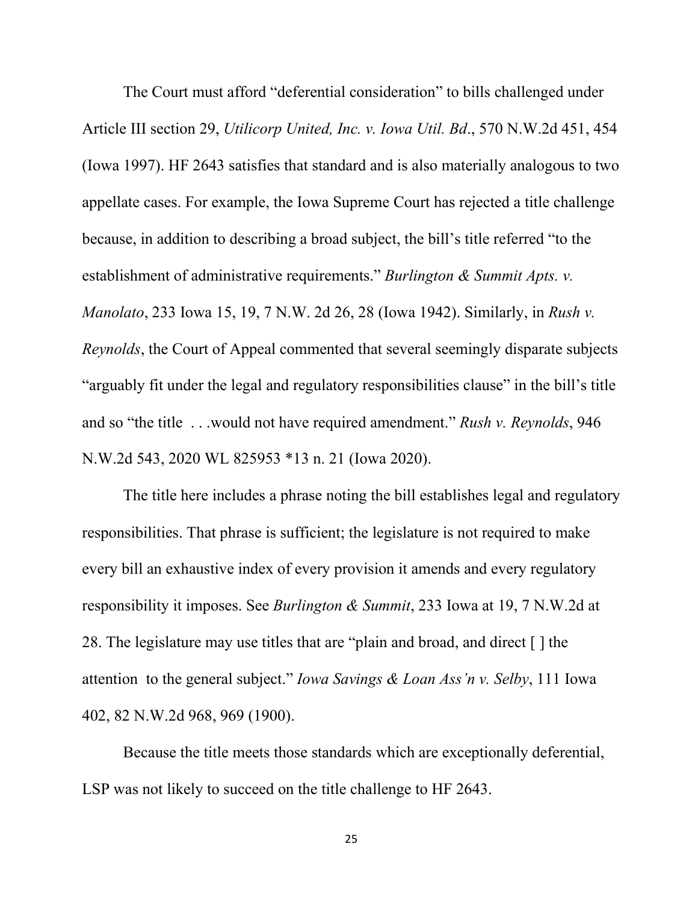The Court must afford "deferential consideration" to bills challenged under Article III section 29, *Utilicorp United, Inc. v. Iowa Util. Bd*., 570 N.W.2d 451, 454 (Iowa 1997). HF 2643 satisfies that standard and is also materially analogous to two appellate cases. For example, the Iowa Supreme Court has rejected a title challenge because, in addition to describing a broad subject, the bill's title referred "to the establishment of administrative requirements." *Burlington & Summit Apts. v. Manolato*, 233 Iowa 15, 19, 7 N.W. 2d 26, 28 (Iowa 1942). Similarly, in *Rush v. Reynolds*, the Court of Appeal commented that several seemingly disparate subjects "arguably fit under the legal and regulatory responsibilities clause" in the bill's title and so "the title . . .would not have required amendment." *Rush v. Reynolds*, 946 N.W.2d 543, 2020 WL 825953 *13 n. 21 (Iowa 2020).

The title here includes a phrase noting the bill establishes legal and regulatory responsibilities. That phrase is sufficient; the legislature is not required to make every bill an exhaustive index of every provision it amends and every regulatory responsibility it imposes. See *Burlington & Summit*, 233 Iowa at 19, 7 N.W.2d at 28. The legislature may use titles that are "plain and broad, and direct [ ] the attention to the general subject." *Iowa Savings & Loan Ass'n v. Selby*, 111 Iowa 402, 82 N.W.2d 968, 969 (1900).

Because the title meets those standards which are exceptionally deferential, LSP was not likely to succeed on the title challenge to HF 2643.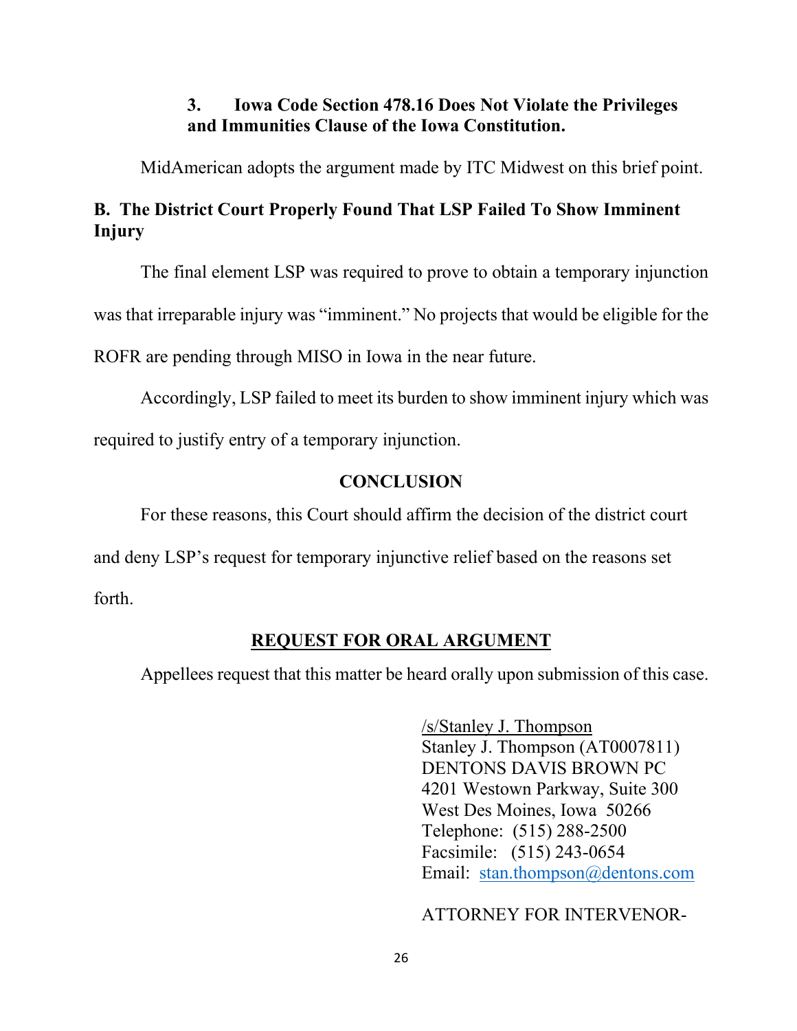### 3. Iowa Code Section 478.16 Does Not Violate the Privileges and Immunities Clause of the Iowa Constitution.

MidAmerican adopts the argument made by ITC Midwest on this brief point.

## B. The District Court Properly Found That LSP Failed To Show Imminent Injury

The final element LSP was required to prove to obtain a temporary injunction was that irreparable injury was "imminent." No projects that would be eligible for the ROFR are pending through MISO in Iowa in the near future.

Accordingly, LSP failed to meet its burden to show imminent injury which was required to justify entry of a temporary injunction.

## CONCLUSION

For these reasons, this Court should affirm the decision of the district court and deny LSP's request for temporary injunctive relief based on the reasons set forth.

## REQUEST FOR ORAL ARGUMENT

Appellees request that this matter be heard orally upon submission of this case.

/s/Stanley J. Thompson
Stanley J. Thompson (AT0007811)
DENTONS DAVIS BROWN PC
4201 Westown Parkway, Suite 300
West Des Moines, Iowa 50266
Telephone: (515) 288-2500
Facsimile: (515) 243-0654
Email: stan.thompson@dentons.com

ATTORNEY FOR INTERVENOR-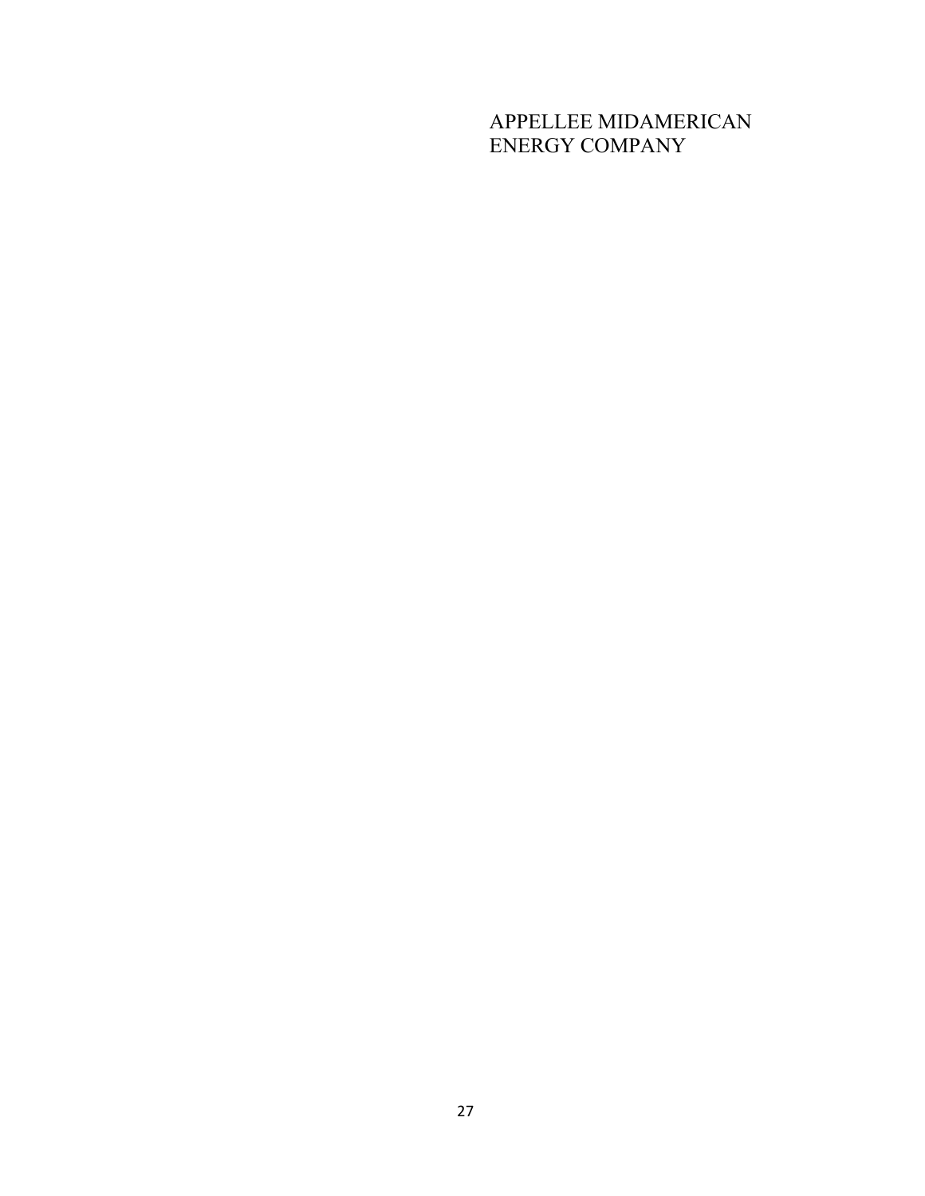APPELLEE MIDAMERICAN
ENERGY COMPANY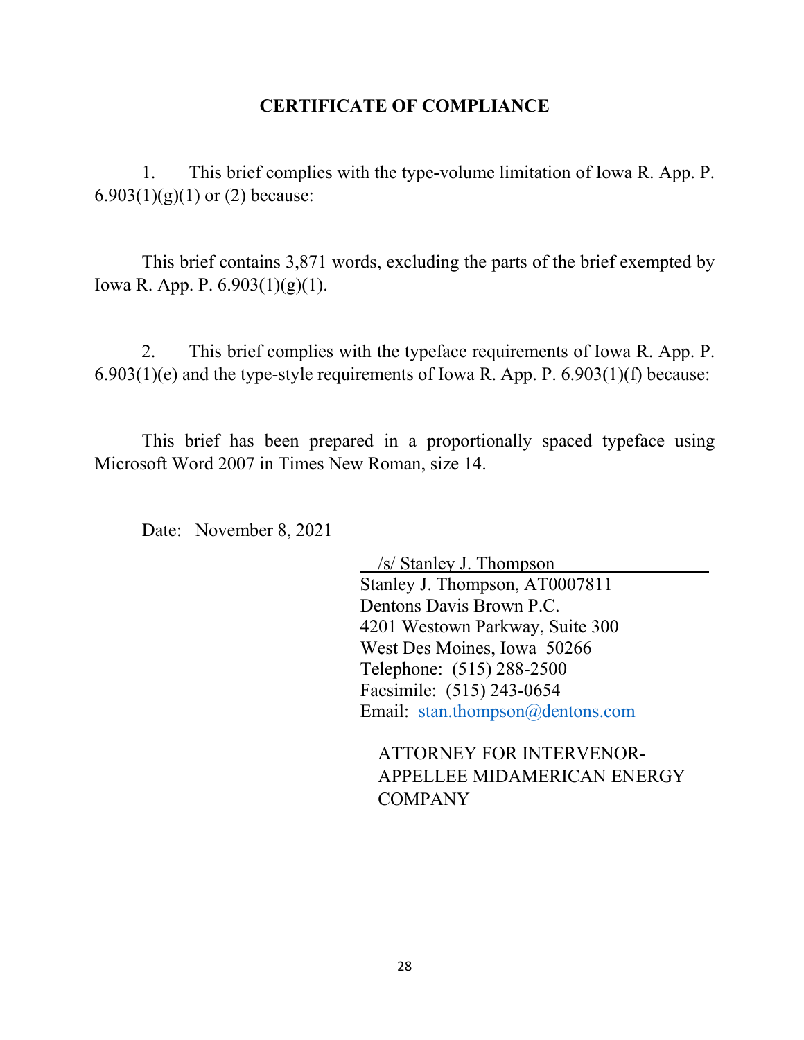## CERTIFICATE OF COMPLIANCE

1. This brief complies with the type-volume limitation of Iowa R. App. P. 6.903(1)(g)(1) or (2) because:

This brief contains 3,871 words, excluding the parts of the brief exempted by Iowa R. App. P. 6.903(1)(g)(1).

2. This brief complies with the typeface requirements of Iowa R. App. P. 6.903(1)(e) and the type-style requirements of Iowa R. App. P. 6.903(1)(f) because:

This brief has been prepared in a proportionally spaced typeface using Microsoft Word 2007 in Times New Roman, size 14.

Date: November 8, 2021

/s/ Stanley J. Thompson
Stanley J. Thompson, AT0007811
Dentons Davis Brown P.C.
4201 Westown Parkway, Suite 300
West Des Moines, Iowa 50266
Telephone: (515) 288-2500
Facsimile: (515) 243-0654
Email: stan.thompson@dentons.com

ATTORNEY FOR INTERVENOR-APPELLEE MIDAMERICAN ENERGY COMPANY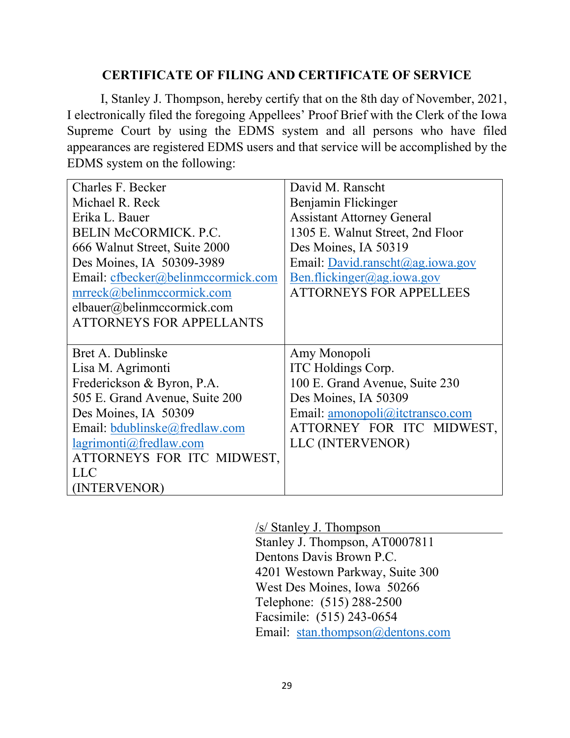## CERTIFICATE OF FILING AND CERTIFICATE OF SERVICE

I, Stanley J. Thompson, hereby certify that on the 8th day of November, 2021, I electronically filed the foregoing Appellees' Proof Brief with the Clerk of the Iowa Supreme Court by using the EDMS system and all persons who have filed appearances are registered EDMS users and that service will be accomplished by the EDMS system on the following:

| | |
|---|---|
| Charles F. Becker<br>Michael R. Reck<br>Erika L. Bauer<br>BELIN McCORMICK. P.C.<br>666 Walnut Street, Suite 2000<br>Des Moines, IA 50309-3989<br>Email: cfbecker@belinmccormick.com<br>mrreck@belinmccormick.com<br>elbauer@belinmccormick.com<br>ATTORNEYS FOR APPELLANTS | David M. Ranscht<br>Benjamin Flickinger<br>Assistant Attorney General<br>1305 E. Walnut Street, 2nd Floor<br>Des Moines, IA 50319<br>Email: David.ranscht@ag.iowa.gov<br>Ben.flickinger@ag.iowa.gov<br>ATTORNEYS FOR APPELLEES |
| Bret A. Dublinske<br>Lisa M. Agrimonti<br>Frederickson & Byron, P.A.<br>505 E. Grand Avenue, Suite 200<br>Des Moines, IA 50309<br>Email: bdublinske@fredlaw.com<br>lagrimonti@fredlaw.com<br>ATTORNEYS FOR ITC MIDWEST, LLC<br>(INTERVENOR) | Amy Monopoli<br>ITC Holdings Corp.<br>100 E. Grand Avenue, Suite 230<br>Des Moines, IA 50309<br>Email: amonopoli@itctransco.com<br>ATTORNEY FOR ITC MIDWEST, LLC (INTERVENOR) |

/s/ Stanley J. Thompson
Stanley J. Thompson, AT0007811
Dentons Davis Brown P.C.
4201 Westown Parkway, Suite 300
West Des Moines, Iowa 50266
Telephone: (515) 288-2500
Facsimile: (515) 243-0654
Email: stan.thompson@dentons.com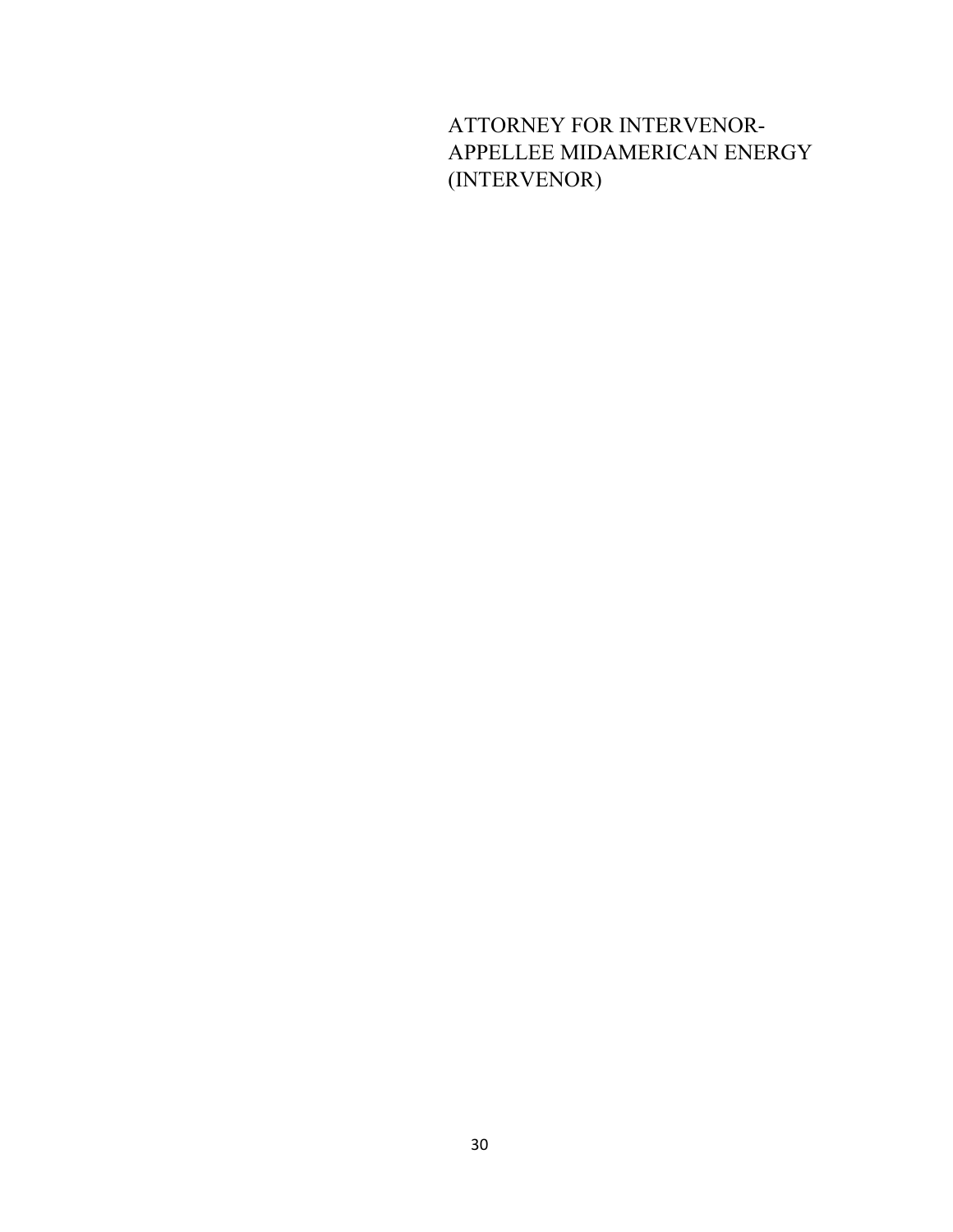ATTORNEY FOR INTERVENOR-
APPELLEE MIDAMERICAN ENERGY
(INTERVENOR)